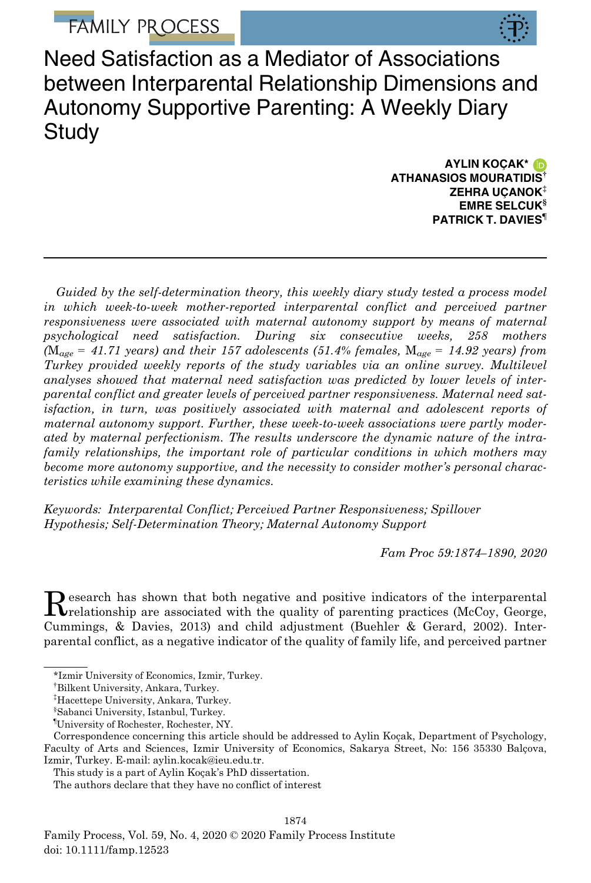# Need Satisfaction as a Mediator of Associations between Interparental Relationship Dimensions and Autonomy Supportive Parenting: A Weekly Diary Study

**AYLIN KOÇAK*** 
**ATHANASIOS MOURATIDIS†**
**ZEHRA UÇANOK‡**
**EMRE SELCUK§**
**PATRICK T. DAVIES¶**

*Guided by the self-determination theory, this weekly diary study tested a process model in which week-to-week mother-reported interparental conflict and perceived partner responsiveness were associated with maternal autonomy support by means of maternal psychological need satisfaction. During six consecutive weeks, 258 mothers ($M_{age}$ = 41.71 years) and their 157 adolescents (51.4% females, $M_{age}$ = 14.92 years) from Turkey provided weekly reports of the study variables via an online survey. Multilevel analyses showed that maternal need satisfaction was predicted by lower levels of interparental conflict and greater levels of perceived partner responsiveness. Maternal need satisfaction, in turn, was positively associated with maternal and adolescent reports of maternal autonomy support. Further, these week-to-week associations were partly moderated by maternal perfectionism. The results underscore the dynamic nature of the intrafamily relationships, the important role of particular conditions in which mothers may become more autonomy supportive, and the necessity to consider mother's personal characteristics while examining these dynamics.*

*Keywords: Interparental Conflict; Perceived Partner Responsiveness; Spillover Hypothesis; Self-Determination Theory; Maternal Autonomy Support*

*Fam Proc 59:1874–1890, 2020*

Research has shown that both negative and positive indicators of the interparental relationship are associated with the quality of parenting practices (McCoy, George, Cummings, & Davies, 2013) and child adjustment (Buehler & Gerard, 2002). Interparental conflict, as a negative indicator of the quality of family life, and perceived partner

---

*Izmir University of Economics, Izmir, Turkey.

†Bilkent University, Ankara, Turkey.

‡Hacettepe University, Ankara, Turkey.

§Sabanci University, Istanbul, Turkey.

¶University of Rochester, Rochester, NY.

Correspondence concerning this article should be addressed to Aylin Koçak, Department of Psychology, Faculty of Arts and Sciences, Izmir University of Economics, Sakarya Street, No: 156 35330 Balçova, Izmir, Turkey. E-mail: aylin.kocak@ieu.edu.tr.

This study is a part of Aylin Koçak's PhD dissertation.

The authors declare that they have no conflict of interest

Family Process, Vol. 59, No. 4, 2020 © 2020 Family Process Institute
doi: 10.1111/famp.12523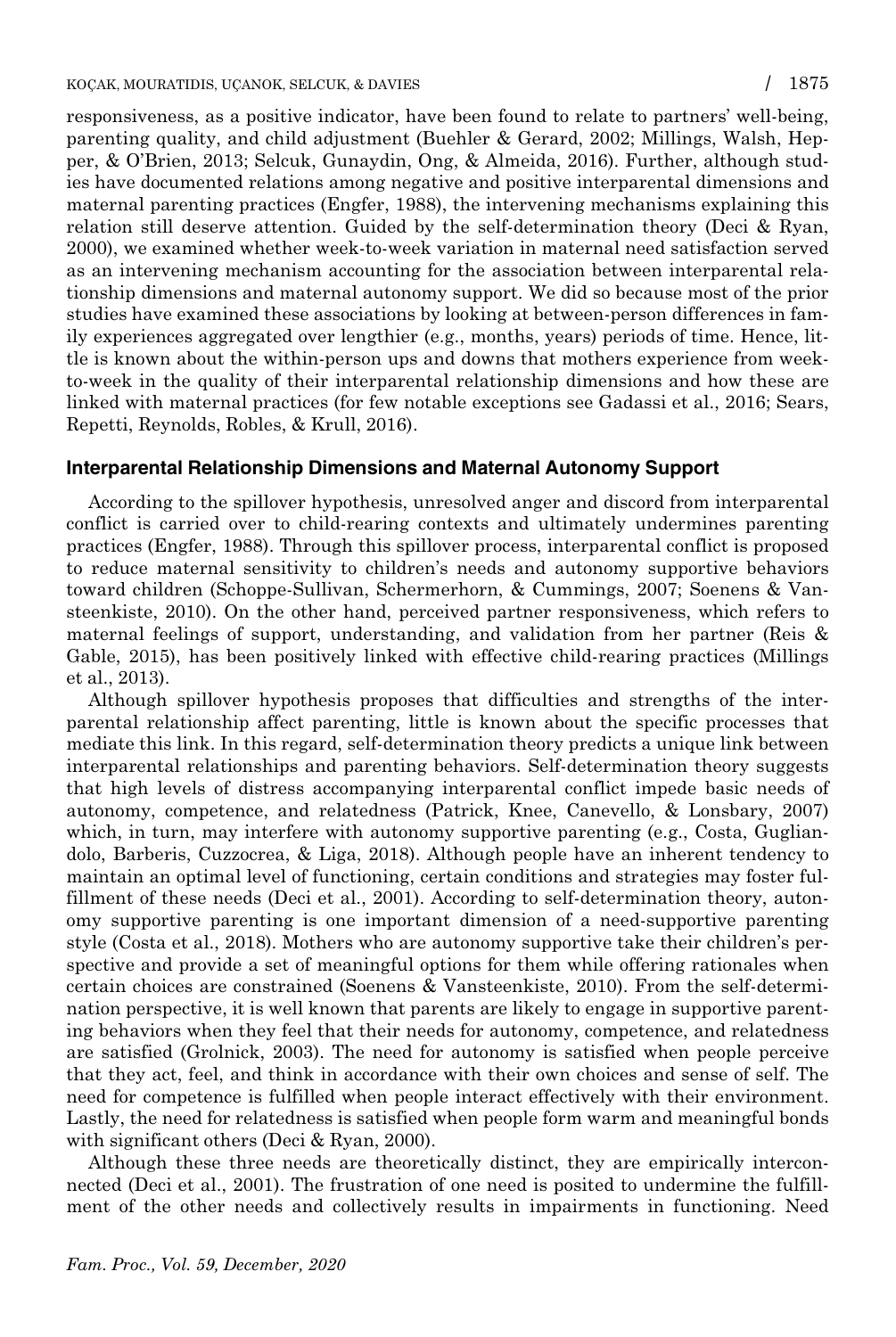responsiveness, as a positive indicator, have been found to relate to partners' well-being, parenting quality, and child adjustment (Buehler & Gerard, 2002; Millings, Walsh, Hepper, & O'Brien, 2013; Selcuk, Gunaydin, Ong, & Almeida, 2016). Further, although studies have documented relations among negative and positive interparental dimensions and maternal parenting practices (Engfer, 1988), the intervening mechanisms explaining this relation still deserve attention. Guided by the self-determination theory (Deci & Ryan, 2000), we examined whether week-to-week variation in maternal need satisfaction served as an intervening mechanism accounting for the association between interparental relationship dimensions and maternal autonomy support. We did so because most of the prior studies have examined these associations by looking at between-person differences in family experiences aggregated over lengthier (e.g., months, years) periods of time. Hence, little is known about the within-person ups and downs that mothers experience from week-to-week in the quality of their interparental relationship dimensions and how these are linked with maternal practices (for few notable exceptions see Gadassi et al., 2016; Sears, Repetti, Reynolds, Robles, & Krull, 2016).

## Interparental Relationship Dimensions and Maternal Autonomy Support

According to the spillover hypothesis, unresolved anger and discord from interparental conflict is carried over to child-rearing contexts and ultimately undermines parenting practices (Engfer, 1988). Through this spillover process, interparental conflict is proposed to reduce maternal sensitivity to children's needs and autonomy supportive behaviors toward children (Schoppe-Sullivan, Schermerhorn, & Cummings, 2007; Soenens & Vansteenkiste, 2010). On the other hand, perceived partner responsiveness, which refers to maternal feelings of support, understanding, and validation from her partner (Reis & Gable, 2015), has been positively linked with effective child-rearing practices (Millings et al., 2013).

Although spillover hypothesis proposes that difficulties and strengths of the interparental relationship affect parenting, little is known about the specific processes that mediate this link. In this regard, self-determination theory predicts a unique link between interparental relationships and parenting behaviors. Self-determination theory suggests that high levels of distress accompanying interparental conflict impede basic needs of autonomy, competence, and relatedness (Patrick, Knee, Canevello, & Lonsbary, 2007) which, in turn, may interfere with autonomy supportive parenting (e.g., Costa, Gugliandolo, Barberis, Cuzzocrea, & Liga, 2018). Although people have an inherent tendency to maintain an optimal level of functioning, certain conditions and strategies may foster fulfillment of these needs (Deci et al., 2001). According to self-determination theory, autonomy supportive parenting is one important dimension of a need-supportive parenting style (Costa et al., 2018). Mothers who are autonomy supportive take their children's perspective and provide a set of meaningful options for them while offering rationales when certain choices are constrained (Soenens & Vansteenkiste, 2010). From the self-determination perspective, it is well known that parents are likely to engage in supportive parenting behaviors when they feel that their needs for autonomy, competence, and relatedness are satisfied (Grolnick, 2003). The need for autonomy is satisfied when people perceive that they act, feel, and think in accordance with their own choices and sense of self. The need for competence is fulfilled when people interact effectively with their environment. Lastly, the need for relatedness is satisfied when people form warm and meaningful bonds with significant others (Deci & Ryan, 2000).

Although these three needs are theoretically distinct, they are empirically interconnected (Deci et al., 2001). The frustration of one need is posited to undermine the fulfillment of the other needs and collectively results in impairments in functioning. Need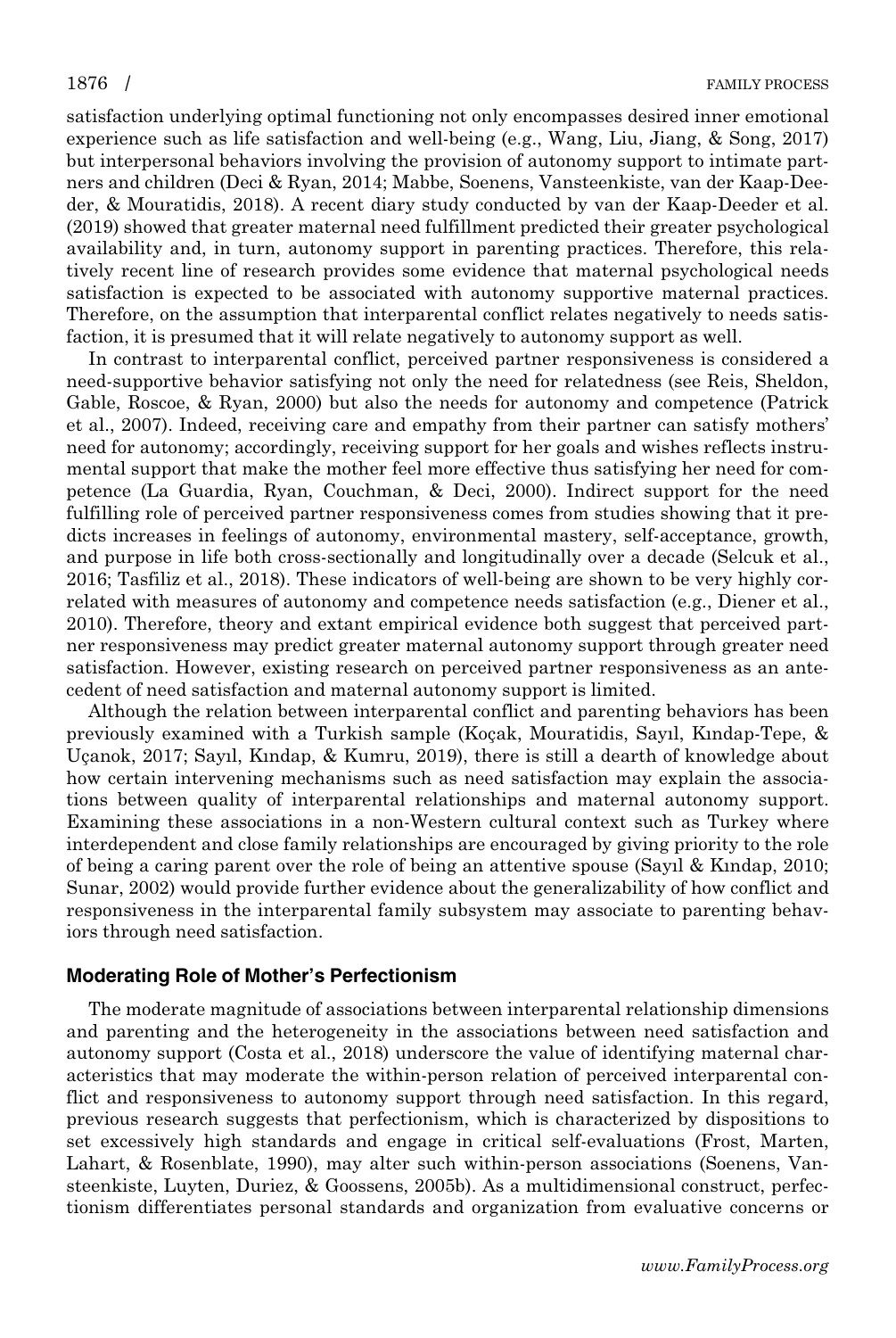satisfaction underlying optimal functioning not only encompasses desired inner emotional experience such as life satisfaction and well-being (e.g., Wang, Liu, Jiang, & Song, 2017) but interpersonal behaviors involving the provision of autonomy support to intimate partners and children (Deci & Ryan, 2014; Mabbe, Soenens, Vansteenkiste, van der Kaap-Deeder, & Mouratidis, 2018). A recent diary study conducted by van der Kaap-Deeder et al. (2019) showed that greater maternal need fulfillment predicted their greater psychological availability and, in turn, autonomy support in parenting practices. Therefore, this relatively recent line of research provides some evidence that maternal psychological needs satisfaction is expected to be associated with autonomy supportive maternal practices. Therefore, on the assumption that interparental conflict relates negatively to needs satisfaction, it is presumed that it will relate negatively to autonomy support as well.

In contrast to interparental conflict, perceived partner responsiveness is considered a need-supportive behavior satisfying not only the need for relatedness (see Reis, Sheldon, Gable, Roscoe, & Ryan, 2000) but also the needs for autonomy and competence (Patrick et al., 2007). Indeed, receiving care and empathy from their partner can satisfy mothers' need for autonomy; accordingly, receiving support for her goals and wishes reflects instrumental support that make the mother feel more effective thus satisfying her need for competence (La Guardia, Ryan, Couchman, & Deci, 2000). Indirect support for the need fulfilling role of perceived partner responsiveness comes from studies showing that it predicts increases in feelings of autonomy, environmental mastery, self-acceptance, growth, and purpose in life both cross-sectionally and longitudinally over a decade (Selcuk et al., 2016; Tasfiliz et al., 2018). These indicators of well-being are shown to be very highly correlated with measures of autonomy and competence needs satisfaction (e.g., Diener et al., 2010). Therefore, theory and extant empirical evidence both suggest that perceived partner responsiveness may predict greater maternal autonomy support through greater need satisfaction. However, existing research on perceived partner responsiveness as an antecedent of need satisfaction and maternal autonomy support is limited.

Although the relation between interparental conflict and parenting behaviors has been previously examined with a Turkish sample (Koçak, Mouratidis, Sayıl, Kındap-Tepe, & Uçanok, 2017; Sayıl, Kındap, & Kumru, 2019), there is still a dearth of knowledge about how certain intervening mechanisms such as need satisfaction may explain the associations between quality of interparental relationships and maternal autonomy support. Examining these associations in a non-Western cultural context such as Turkey where interdependent and close family relationships are encouraged by giving priority to the role of being a caring parent over the role of being an attentive spouse (Sayıl & Kındap, 2010; Sunar, 2002) would provide further evidence about the generalizability of how conflict and responsiveness in the interparental family subsystem may associate to parenting behaviors through need satisfaction.

### Moderating Role of Mother's Perfectionism

The moderate magnitude of associations between interparental relationship dimensions and parenting and the heterogeneity in the associations between need satisfaction and autonomy support (Costa et al., 2018) underscore the value of identifying maternal characteristics that may moderate the within-person relation of perceived interparental conflict and responsiveness to autonomy support through need satisfaction. In this regard, previous research suggests that perfectionism, which is characterized by dispositions to set excessively high standards and engage in critical self-evaluations (Frost, Marten, Lahart, & Rosenblate, 1990), may alter such within-person associations (Soenens, Vansteenkiste, Luyten, Duriez, & Goossens, 2005b). As a multidimensional construct, perfectionism differentiates personal standards and organization from evaluative concerns or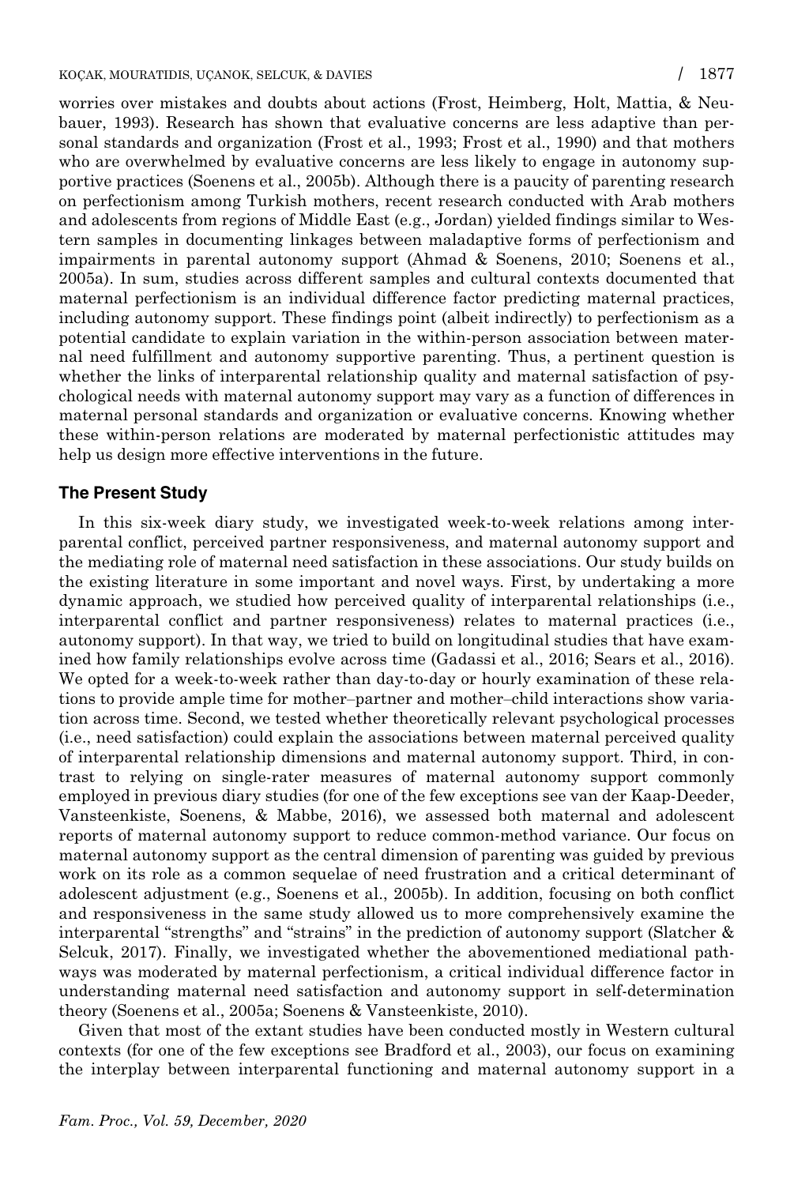worries over mistakes and doubts about actions (Frost, Heimberg, Holt, Mattia, & Neubauer, 1993). Research has shown that evaluative concerns are less adaptive than personal standards and organization (Frost et al., 1993; Frost et al., 1990) and that mothers who are overwhelmed by evaluative concerns are less likely to engage in autonomy supportive practices (Soenens et al., 2005b). Although there is a paucity of parenting research on perfectionism among Turkish mothers, recent research conducted with Arab mothers and adolescents from regions of Middle East (e.g., Jordan) yielded findings similar to Western samples in documenting linkages between maladaptive forms of perfectionism and impairments in parental autonomy support (Ahmad & Soenens, 2010; Soenens et al., 2005a). In sum, studies across different samples and cultural contexts documented that maternal perfectionism is an individual difference factor predicting maternal practices, including autonomy support. These findings point (albeit indirectly) to perfectionism as a potential candidate to explain variation in the within-person association between maternal need fulfillment and autonomy supportive parenting. Thus, a pertinent question is whether the links of interparental relationship quality and maternal satisfaction of psychological needs with maternal autonomy support may vary as a function of differences in maternal personal standards and organization or evaluative concerns. Knowing whether these within-person relations are moderated by maternal perfectionistic attitudes may help us design more effective interventions in the future.

## The Present Study

In this six-week diary study, we investigated week-to-week relations among interparental conflict, perceived partner responsiveness, and maternal autonomy support and the mediating role of maternal need satisfaction in these associations. Our study builds on the existing literature in some important and novel ways. First, by undertaking a more dynamic approach, we studied how perceived quality of interparental relationships (i.e., interparental conflict and partner responsiveness) relates to maternal practices (i.e., autonomy support). In that way, we tried to build on longitudinal studies that have examined how family relationships evolve across time (Gadassi et al., 2016; Sears et al., 2016). We opted for a week-to-week rather than day-to-day or hourly examination of these relations to provide ample time for mother–partner and mother–child interactions show variation across time. Second, we tested whether theoretically relevant psychological processes (i.e., need satisfaction) could explain the associations between maternal perceived quality of interparental relationship dimensions and maternal autonomy support. Third, in contrast to relying on single-rater measures of maternal autonomy support commonly employed in previous diary studies (for one of the few exceptions see van der Kaap-Deeder, Vansteenkiste, Soenens, & Mabbe, 2016), we assessed both maternal and adolescent reports of maternal autonomy support to reduce common-method variance. Our focus on maternal autonomy support as the central dimension of parenting was guided by previous work on its role as a common sequelae of need frustration and a critical determinant of adolescent adjustment (e.g., Soenens et al., 2005b). In addition, focusing on both conflict and responsiveness in the same study allowed us to more comprehensively examine the interparental "strengths" and "strains" in the prediction of autonomy support (Slatcher & Selcuk, 2017). Finally, we investigated whether the abovementioned mediational pathways was moderated by maternal perfectionism, a critical individual difference factor in understanding maternal need satisfaction and autonomy support in self-determination theory (Soenens et al., 2005a; Soenens & Vansteenkiste, 2010).

Given that most of the extant studies have been conducted mostly in Western cultural contexts (for one of the few exceptions see Bradford et al., 2003), our focus on examining the interplay between interparental functioning and maternal autonomy support in a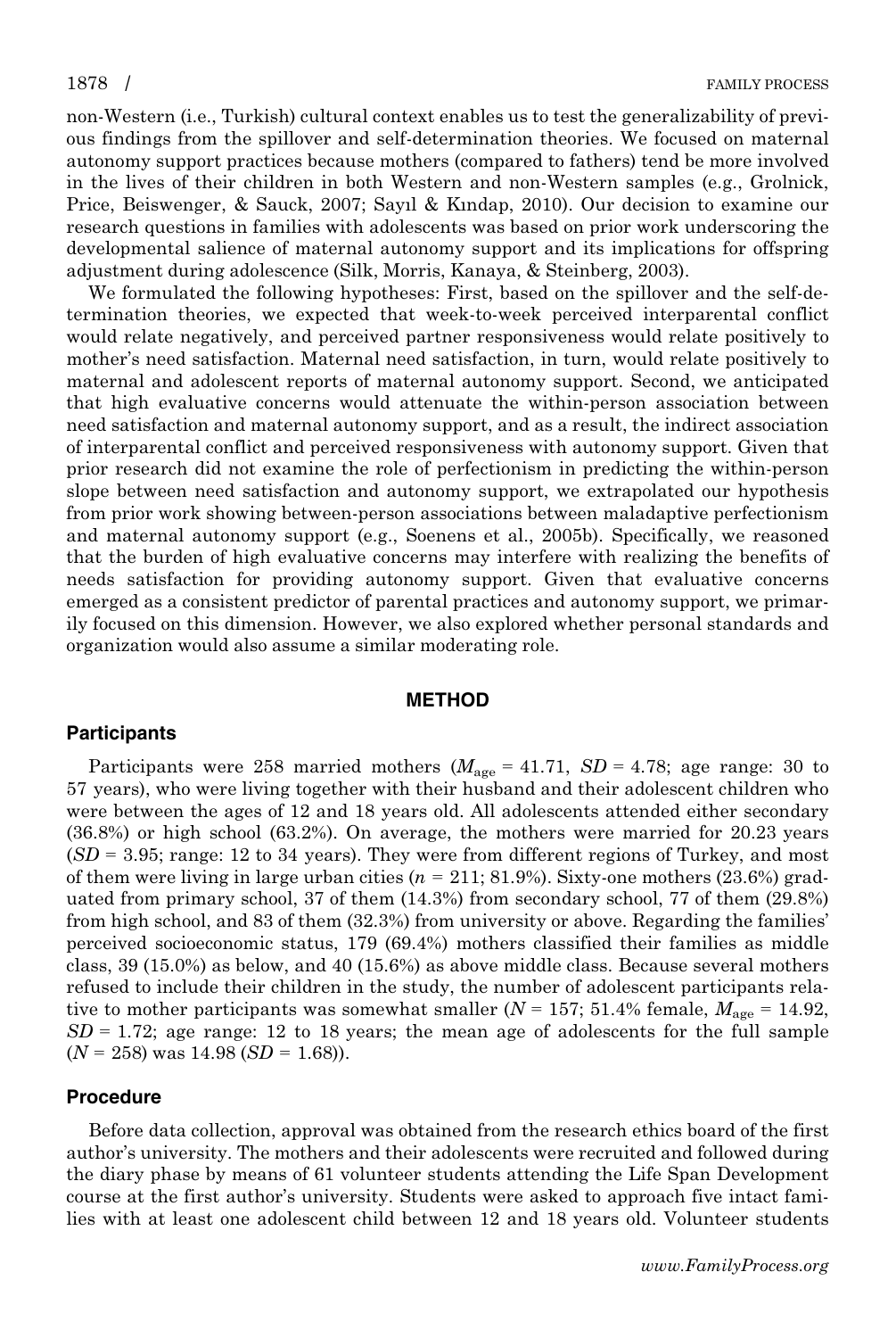non-Western (i.e., Turkish) cultural context enables us to test the generalizability of previous findings from the spillover and self-determination theories. We focused on maternal autonomy support practices because mothers (compared to fathers) tend be more involved in the lives of their children in both Western and non-Western samples (e.g., Grolnick, Price, Beiswenger, & Sauck, 2007; Sayıl & Kındap, 2010). Our decision to examine our research questions in families with adolescents was based on prior work underscoring the developmental salience of maternal autonomy support and its implications for offspring adjustment during adolescence (Silk, Morris, Kanaya, & Steinberg, 2003).

We formulated the following hypotheses: First, based on the spillover and the self-determination theories, we expected that week-to-week perceived interparental conflict would relate negatively, and perceived partner responsiveness would relate positively to mother's need satisfaction. Maternal need satisfaction, in turn, would relate positively to maternal and adolescent reports of maternal autonomy support. Second, we anticipated that high evaluative concerns would attenuate the within-person association between need satisfaction and maternal autonomy support, and as a result, the indirect association of interparental conflict and perceived responsiveness with autonomy support. Given that prior research did not examine the role of perfectionism in predicting the within-person slope between need satisfaction and autonomy support, we extrapolated our hypothesis from prior work showing between-person associations between maladaptive perfectionism and maternal autonomy support (e.g., Soenens et al., 2005b). Specifically, we reasoned that the burden of high evaluative concerns may interfere with realizing the benefits of needs satisfaction for providing autonomy support. Given that evaluative concerns emerged as a consistent predictor of parental practices and autonomy support, we primarily focused on this dimension. However, we also explored whether personal standards and organization would also assume a similar moderating role.

## METHOD

### Participants

Participants were 258 married mothers ($M_{age}$ = 41.71, $SD$ = 4.78; age range: 30 to 57 years), who were living together with their husband and their adolescent children who were between the ages of 12 and 18 years old. All adolescents attended either secondary (36.8%) or high school (63.2%). On average, the mothers were married for 20.23 years ($SD$ = 3.95; range: 12 to 34 years). They were from different regions of Turkey, and most of them were living in large urban cities ($n$ = 211; 81.9%). Sixty-one mothers (23.6%) graduated from primary school, 37 of them (14.3%) from secondary school, 77 of them (29.8%) from high school, and 83 of them (32.3%) from university or above. Regarding the families' perceived socioeconomic status, 179 (69.4%) mothers classified their families as middle class, 39 (15.0%) as below, and 40 (15.6%) as above middle class. Because several mothers refused to include their children in the study, the number of adolescent participants relative to mother participants was somewhat smaller ($N$ = 157; 51.4% female, $M_{age}$ = 14.92, $SD$ = 1.72; age range: 12 to 18 years; the mean age of adolescents for the full sample ($N$ = 258) was 14.98 ($SD$ = 1.68)).

### Procedure

Before data collection, approval was obtained from the research ethics board of the first author's university. The mothers and their adolescents were recruited and followed during the diary phase by means of 61 volunteer students attending the Life Span Development course at the first author's university. Students were asked to approach five intact families with at least one adolescent child between 12 and 18 years old. Volunteer students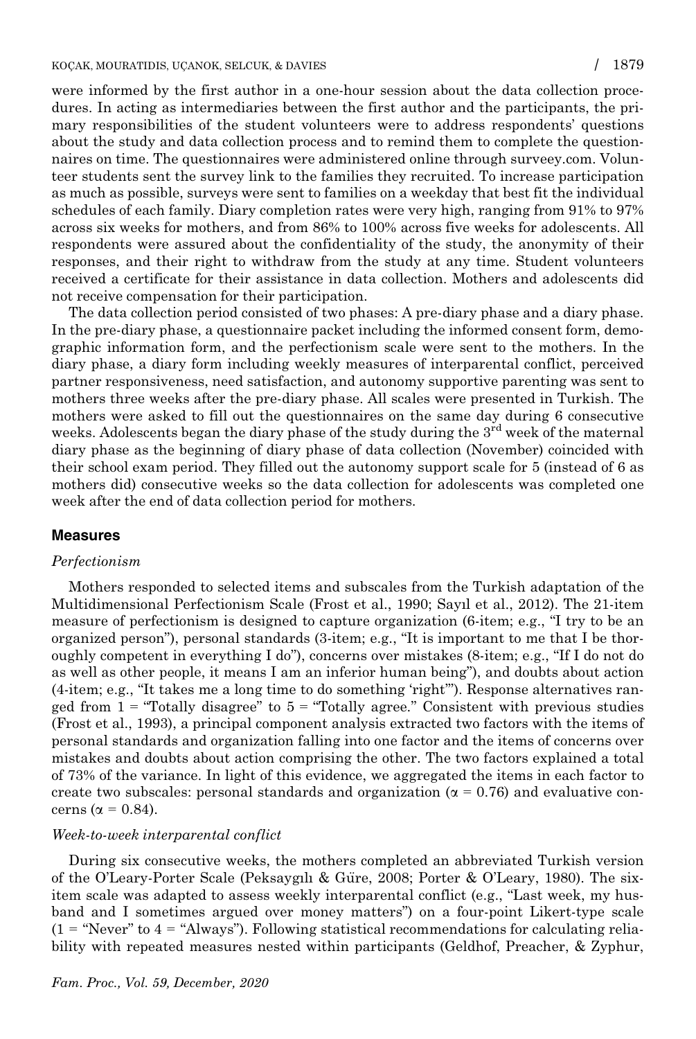were informed by the first author in a one-hour session about the data collection procedures. In acting as intermediaries between the first author and the participants, the primary responsibilities of the student volunteers were to address respondents' questions about the study and data collection process and to remind them to complete the questionnaires on time. The questionnaires were administered online through surveey.com. Volunteer students sent the survey link to the families they recruited. To increase participation as much as possible, surveys were sent to families on a weekday that best fit the individual schedules of each family. Diary completion rates were very high, ranging from 91% to 97% across six weeks for mothers, and from 86% to 100% across five weeks for adolescents. All respondents were assured about the confidentiality of the study, the anonymity of their responses, and their right to withdraw from the study at any time. Student volunteers received a certificate for their assistance in data collection. Mothers and adolescents did not receive compensation for their participation.

The data collection period consisted of two phases: A pre-diary phase and a diary phase. In the pre-diary phase, a questionnaire packet including the informed consent form, demographic information form, and the perfectionism scale were sent to the mothers. In the diary phase, a diary form including weekly measures of interparental conflict, perceived partner responsiveness, need satisfaction, and autonomy supportive parenting was sent to mothers three weeks after the pre-diary phase. All scales were presented in Turkish. The mothers were asked to fill out the questionnaires on the same day during 6 consecutive weeks. Adolescents began the diary phase of the study during the 3rd week of the maternal diary phase as the beginning of diary phase of data collection (November) coincided with their school exam period. They filled out the autonomy support scale for 5 (instead of 6 as mothers did) consecutive weeks so the data collection for adolescents was completed one week after the end of data collection period for mothers.

## Measures

### *Perfectionism*

Mothers responded to selected items and subscales from the Turkish adaptation of the Multidimensional Perfectionism Scale (Frost et al., 1990; Sayıl et al., 2012). The 21-item measure of perfectionism is designed to capture organization (6-item; e.g., "I try to be an organized person"), personal standards (3-item; e.g., "It is important to me that I be thoroughly competent in everything I do"), concerns over mistakes (8-item; e.g., "If I do not do as well as other people, it means I am an inferior human being"), and doubts about action (4-item; e.g., "It takes me a long time to do something 'right'"). Response alternatives ranged from 1 = "Totally disagree" to 5 = "Totally agree." Consistent with previous studies (Frost et al., 1993), a principal component analysis extracted two factors with the items of personal standards and organization falling into one factor and the items of concerns over mistakes and doubts about action comprising the other. The two factors explained a total of 73% of the variance. In light of this evidence, we aggregated the items in each factor to create two subscales: personal standards and organization ($\alpha = 0.76$) and evaluative concerns ($\alpha = 0.84$).

### *Week-to-week interparental conflict*

During six consecutive weeks, the mothers completed an abbreviated Turkish version of the O'Leary-Porter Scale (Peksaygılı & Güre, 2008; Porter & O'Leary, 1980). The six-item scale was adapted to assess weekly interparental conflict (e.g., "Last week, my husband and I sometimes argued over money matters") on a four-point Likert-type scale (1 = "Never" to 4 = "Always"). Following statistical recommendations for calculating reliability with repeated measures nested within participants (Geldhof, Preacher, & Zyphur,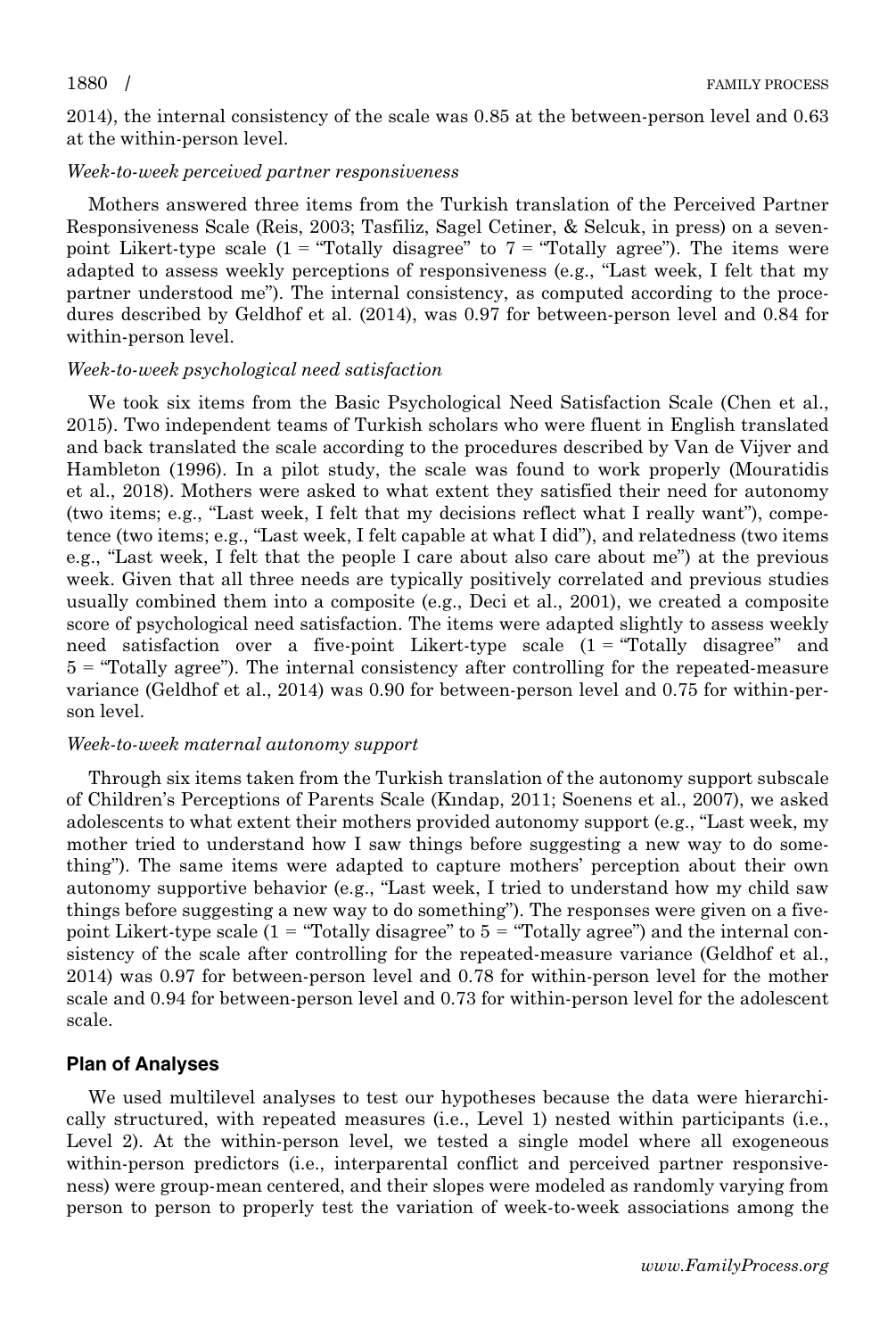2014), the internal consistency of the scale was 0.85 at the between-person level and 0.63 at the within-person level.

*Week-to-week perceived partner responsiveness*

Mothers answered three items from the Turkish translation of the Perceived Partner Responsiveness Scale (Reis, 2003; Tasfiliz, Sagel Cetiner, & Selcuk, in press) on a seven-point Likert-type scale (1 = "Totally disagree" to 7 = "Totally agree"). The items were adapted to assess weekly perceptions of responsiveness (e.g., "Last week, I felt that my partner understood me"). The internal consistency, as computed according to the procedures described by Geldhof et al. (2014), was 0.97 for between-person level and 0.84 for within-person level.

*Week-to-week psychological need satisfaction*

We took six items from the Basic Psychological Need Satisfaction Scale (Chen et al., 2015). Two independent teams of Turkish scholars who were fluent in English translated and back translated the scale according to the procedures described by Van de Vijver and Hambleton (1996). In a pilot study, the scale was found to work properly (Mouratidis et al., 2018). Mothers were asked to what extent they satisfied their need for autonomy (two items; e.g., "Last week, I felt that my decisions reflect what I really want"), competence (two items; e.g., "Last week, I felt capable at what I did"), and relatedness (two items e.g., "Last week, I felt that the people I care about also care about me") at the previous week. Given that all three needs are typically positively correlated and previous studies usually combined them into a composite (e.g., Deci et al., 2001), we created a composite score of psychological need satisfaction. The items were adapted slightly to assess weekly need satisfaction over a five-point Likert-type scale (1 = "Totally disagree" and 5 = "Totally agree"). The internal consistency after controlling for the repeated-measure variance (Geldhof et al., 2014) was 0.90 for between-person level and 0.75 for within-person level.

*Week-to-week maternal autonomy support*

Through six items taken from the Turkish translation of the autonomy support subscale of Children's Perceptions of Parents Scale (Kındap, 2011; Soenens et al., 2007), we asked adolescents to what extent their mothers provided autonomy support (e.g., "Last week, my mother tried to understand how I saw things before suggesting a new way to do something"). The same items were adapted to capture mothers' perception about their own autonomy supportive behavior (e.g., "Last week, I tried to understand how my child saw things before suggesting a new way to do something"). The responses were given on a five-point Likert-type scale (1 = "Totally disagree" to 5 = "Totally agree") and the internal consistency of the scale after controlling for the repeated-measure variance (Geldhof et al., 2014) was 0.97 for between-person level and 0.78 for within-person level for the mother scale and 0.94 for between-person level and 0.73 for within-person level for the adolescent scale.

## Plan of Analyses

We used multilevel analyses to test our hypotheses because the data were hierarchically structured, with repeated measures (i.e., Level 1) nested within participants (i.e., Level 2). At the within-person level, we tested a single model where all exogeneous within-person predictors (i.e., interparental conflict and perceived partner responsiveness) were group-mean centered, and their slopes were modeled as randomly varying from person to person to properly test the variation of week-to-week associations among the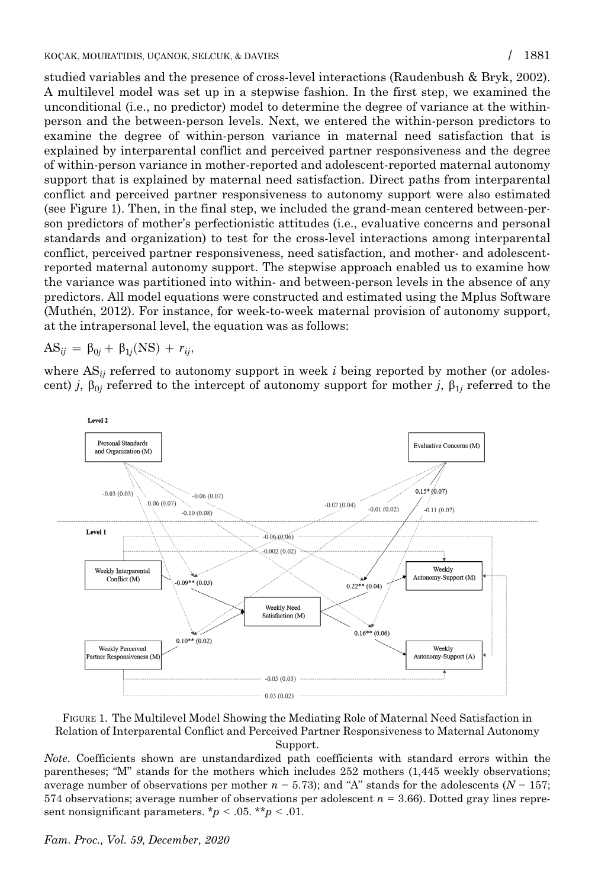studied variables and the presence of cross-level interactions (Raudenbush & Bryk, 2002). A multilevel model was set up in a stepwise fashion. In the first step, we examined the unconditional (i.e., no predictor) model to determine the degree of variance at the within-person and the between-person levels. Next, we entered the within-person predictors to examine the degree of within-person variance in maternal need satisfaction that is explained by interparental conflict and perceived partner responsiveness and the degree of within-person variance in mother-reported and adolescent-reported maternal autonomy support that is explained by maternal need satisfaction. Direct paths from interparental conflict and perceived partner responsiveness to autonomy support were also estimated (see Figure 1). Then, in the final step, we included the grand-mean centered between-person predictors of mother's perfectionistic attitudes (i.e., evaluative concerns and personal standards and organization) to test for the cross-level interactions among interparental conflict, perceived partner responsiveness, need satisfaction, and mother- and adolescent-reported maternal autonomy support. The stepwise approach enabled us to examine how the variance was partitioned into within- and between-person levels in the absence of any predictors. All model equations were constructed and estimated using the Mplus Software (Muthén, 2012). For instance, for week-to-week maternal provision of autonomy support, at the intrapersonal level, the equation was as follows:

$$AS_{ij} = \beta_{0j} + \beta_{1j}(NS) + r_{ij},$$

where $AS_{ij}$ referred to autonomy support in week $i$ being reported by mother (or adolescent) $j$, $\beta_{0j}$ referred to the intercept of autonomy support for mother $j$, $\beta_{1j}$ referred to the

FIGURE 1. The Multilevel Model Showing the Mediating Role of Maternal Need Satisfaction in Relation of Interparental Conflict and Perceived Partner Responsiveness to Maternal Autonomy Support.

*Note*. Coefficients shown are unstandardized path coefficients with standard errors within the parentheses; "M" stands for the mothers which includes 252 mothers (1,445 weekly observations; average number of observations per mother $n = 5.73$); and "A" stands for the adolescents ($N = 157$; 574 observations; average number of observations per adolescent $n = 3.66$). Dotted gray lines represent nonsignificant parameters. \*$p < .05$. \*\*$p < .01$.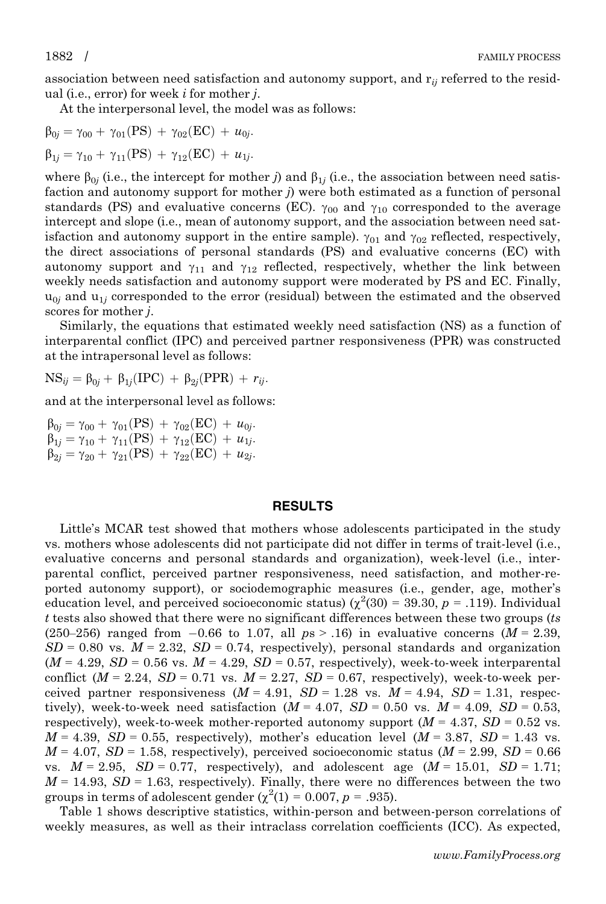association between need satisfaction and autonomy support, and $r_{ij}$ referred to the residual (i.e., error) for week $i$ for mother $j$.

At the interpersonal level, the model was as follows:

$$\beta_{0j} = \gamma_{00} + \gamma_{01}(\text{PS}) + \gamma_{02}(\text{EC}) + u_{0j}.$$

$$\beta_{1j} = \gamma_{10} + \gamma_{11}(\text{PS}) + \gamma_{12}(\text{EC}) + u_{1j}.$$

where $\beta_{0j}$ (i.e., the intercept for mother $j$) and $\beta_{1j}$ (i.e., the association between need satisfaction and autonomy support for mother $j$) were both estimated as a function of personal standards (PS) and evaluative concerns (EC). $\gamma_{00}$ and $\gamma_{10}$ corresponded to the average intercept and slope (i.e., mean of autonomy support, and the association between need satisfaction and autonomy support in the entire sample). $\gamma_{01}$ and $\gamma_{02}$ reflected, respectively, the direct associations of personal standards (PS) and evaluative concerns (EC) with autonomy support and $\gamma_{11}$ and $\gamma_{12}$ reflected, respectively, whether the link between weekly needs satisfaction and autonomy support were moderated by PS and EC. Finally, $u_{0j}$ and $u_{1j}$ corresponded to the error (residual) between the estimated and the observed scores for mother $j$.

Similarly, the equations that estimated weekly need satisfaction (NS) as a function of interparental conflict (IPC) and perceived partner responsiveness (PPR) was constructed at the intrapersonal level as follows:

$$\text{NS}_{ij} = \beta_{0j} + \beta_{1j}(\text{IPC}) + \beta_{2j}(\text{PPR}) + r_{ij}.$$

and at the interpersonal level as follows:

$$\beta_{0j} = \gamma_{00} + \gamma_{01}(\text{PS}) + \gamma_{02}(\text{EC}) + u_{0j}.$$
$$\beta_{1j} = \gamma_{10} + \gamma_{11}(\text{PS}) + \gamma_{12}(\text{EC}) + u_{1j}.$$
$$\beta_{2j} = \gamma_{20} + \gamma_{21}(\text{PS}) + \gamma_{22}(\text{EC}) + u_{2j}.$$

## RESULTS

Little's MCAR test showed that mothers whose adolescents participated in the study vs. mothers whose adolescents did not participate did not differ in terms of trait-level (i.e., evaluative concerns and personal standards and organization), week-level (i.e., interparental conflict, perceived partner responsiveness, need satisfaction, and mother-reported autonomy support), or sociodemographic measures (i.e., gender, age, mother's education level, and perceived socioeconomic status) ($\chi^2(30) = 39.30$, $p = .119$). Individual $t$ tests also showed that there were no significant differences between these two groups ($ts$ (250–256) ranged from −0.66 to 1.07, all $ps > .16$) in evaluative concerns ($M = 2.39$, $SD = 0.80$ vs. $M = 2.32$, $SD = 0.74$, respectively), personal standards and organization ($M = 4.29$, $SD = 0.56$ vs. $M = 4.29$, $SD = 0.57$, respectively), week-to-week interparental conflict ($M = 2.24$, $SD = 0.71$ vs. $M = 2.27$, $SD = 0.67$, respectively), week-to-week perceived partner responsiveness ($M = 4.91$, $SD = 1.28$ vs. $M = 4.94$, $SD = 1.31$, respectively), week-to-week need satisfaction ($M = 4.07$, $SD = 0.50$ vs. $M = 4.09$, $SD = 0.53$, respectively), week-to-week mother-reported autonomy support ($M = 4.37$, $SD = 0.52$ vs. $M = 4.39$, $SD = 0.55$, respectively), mother's education level ($M = 3.87$, $SD = 1.43$ vs. $M = 4.07$, $SD = 1.58$, respectively), perceived socioeconomic status ($M = 2.99$, $SD = 0.66$ vs. $M = 2.95$, $SD = 0.77$, respectively), and adolescent age ($M = 15.01$, $SD = 1.71$; $M = 14.93$, $SD = 1.63$, respectively). Finally, there were no differences between the two groups in terms of adolescent gender ($\chi^2(1) = 0.007$, $p = .935$).

Table 1 shows descriptive statistics, within-person and between-person correlations of weekly measures, as well as their intraclass correlation coefficients (ICC). As expected,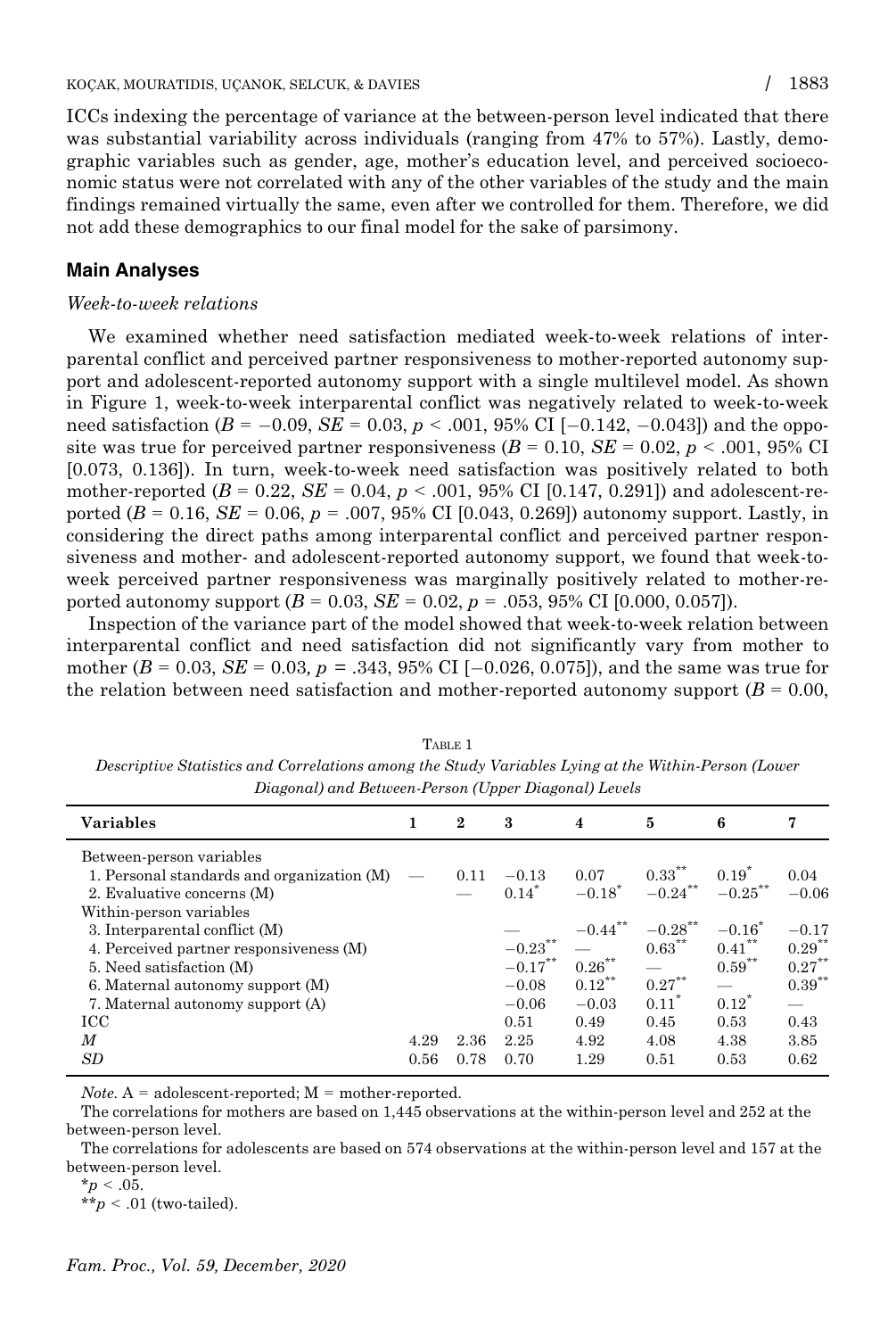ICCs indexing the percentage of variance at the between-person level indicated that there was substantial variability across individuals (ranging from 47% to 57%). Lastly, demographic variables such as gender, age, mother's education level, and perceived socioeconomic status were not correlated with any of the other variables of the study and the main findings remained virtually the same, even after we controlled for them. Therefore, we did not add these demographics to our final model for the sake of parsimony.

## Main Analyses

### *Week-to-week relations*

We examined whether need satisfaction mediated week-to-week relations of interparental conflict and perceived partner responsiveness to mother-reported autonomy support and adolescent-reported autonomy support with a single multilevel model. As shown in Figure 1, week-to-week interparental conflict was negatively related to week-to-week need satisfaction ($B = -0.09$, $SE = 0.03$, $p < .001$, 95% CI [−0.142, −0.043]) and the opposite was true for perceived partner responsiveness ($B = 0.10$, $SE = 0.02$, $p < .001$, 95% CI [0.073, 0.136]). In turn, week-to-week need satisfaction was positively related to both mother-reported ($B = 0.22$, $SE = 0.04$, $p < .001$, 95% CI [0.147, 0.291]) and adolescent-reported ($B = 0.16$, $SE = 0.06$, $p = .007$, 95% CI [0.043, 0.269]) autonomy support. Lastly, in considering the direct paths among interparental conflict and perceived partner responsiveness and mother- and adolescent-reported autonomy support, we found that week-to-week perceived partner responsiveness was marginally positively related to mother-reported autonomy support ($B = 0.03$, $SE = 0.02$, $p = .053$, 95% CI [0.000, 0.057]).

Inspection of the variance part of the model showed that week-to-week relation between interparental conflict and need satisfaction did not significantly vary from mother to mother ($B = 0.03$, $SE = 0.03$, $p = .343$, 95% CI [−0.026, 0.075]), and the same was true for the relation between need satisfaction and mother-reported autonomy support ($B = 0.00$,

TABLE 1

*Descriptive Statistics and Correlations among the Study Variables Lying at the Within-Person (Lower Diagonal) and Between-Person (Upper Diagonal) Levels*

| Variables | 1 | 2 | 3 | 4 | 5 | 6 | 7 |
|---|---|---|---|---|---|---|---|
| Between-person variables | | | | | | | |
| 1. Personal standards and organization (M) | — | 0.11 | −0.13 | 0.07 | 0.33** | 0.19* | 0.04 |
| 2. Evaluative concerns (M) | | — | 0.14* | −0.18* | −0.24** | −0.25** | −0.06 |
| Within-person variables | | | | | | | |
| 3. Interparental conflict (M) | | | — | −0.44** | −0.28** | −0.16* | −0.17 |
| 4. Perceived partner responsiveness (M) | | | −0.23** | — | 0.63** | 0.41** | 0.29** |
| 5. Need satisfaction (M) | | | −0.17** | 0.26** | — | 0.59** | 0.27** |
| 6. Maternal autonomy support (M) | | | −0.08 | 0.12** | 0.27** | — | 0.39** |
| 7. Maternal autonomy support (A) | | | −0.06 | −0.03 | 0.11* | 0.12* | — |
| ICC | | | 0.51 | 0.49 | 0.45 | 0.53 | 0.43 |
| *M* | 4.29 | 2.36 | 2.25 | 4.92 | 4.08 | 4.38 | 3.85 |
| *SD* | 0.56 | 0.78 | 0.70 | 1.29 | 0.51 | 0.53 | 0.62 |

*Note.* A = adolescent-reported; M = mother-reported.

The correlations for mothers are based on 1,445 observations at the within-person level and 252 at the between-person level.

The correlations for adolescents are based on 574 observations at the within-person level and 157 at the between-person level.

*$p < .05$.

**$p < .01$ (two-tailed).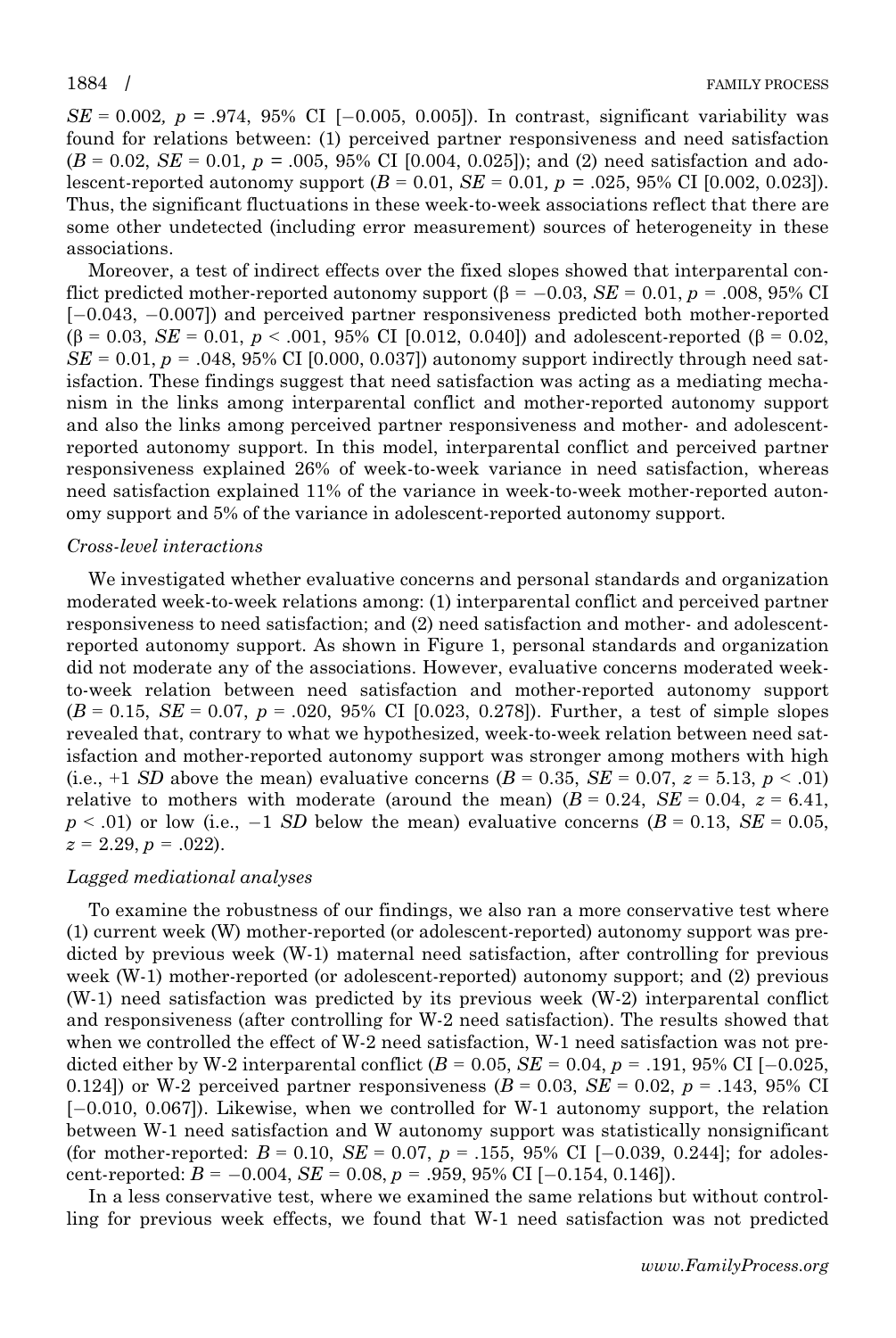$SE = 0.002$, $p = .974$, 95% CI [−0.005, 0.005]). In contrast, significant variability was found for relations between: (1) perceived partner responsiveness and need satisfaction ($B = 0.02$, $SE = 0.01$, $p = .005$, 95% CI [0.004, 0.025]); and (2) need satisfaction and adolescent-reported autonomy support ($B = 0.01$, $SE = 0.01$, $p = .025$, 95% CI [0.002, 0.023]). Thus, the significant fluctuations in these week-to-week associations reflect that there are some other undetected (including error measurement) sources of heterogeneity in these associations.

Moreover, a test of indirect effects over the fixed slopes showed that interparental conflict predicted mother-reported autonomy support ($\beta = -0.03$, $SE = 0.01$, $p = .008$, 95% CI [−0.043, −0.007]) and perceived partner responsiveness predicted both mother-reported ($\beta = 0.03$, $SE = 0.01$, $p < .001$, 95% CI [0.012, 0.040]) and adolescent-reported ($\beta = 0.02$, $SE = 0.01$, $p = .048$, 95% CI [0.000, 0.037]) autonomy support indirectly through need satisfaction. These findings suggest that need satisfaction was acting as a mediating mechanism in the links among interparental conflict and mother-reported autonomy support and also the links among perceived partner responsiveness and mother- and adolescent-reported autonomy support. In this model, interparental conflict and perceived partner responsiveness explained 26% of week-to-week variance in need satisfaction, whereas need satisfaction explained 11% of the variance in week-to-week mother-reported autonomy support and 5% of the variance in adolescent-reported autonomy support.

*Cross-level interactions*

We investigated whether evaluative concerns and personal standards and organization moderated week-to-week relations among: (1) interparental conflict and perceived partner responsiveness to need satisfaction; and (2) need satisfaction and mother- and adolescent-reported autonomy support. As shown in Figure 1, personal standards and organization did not moderate any of the associations. However, evaluative concerns moderated week-to-week relation between need satisfaction and mother-reported autonomy support ($B = 0.15$, $SE = 0.07$, $p = .020$, 95% CI [0.023, 0.278]). Further, a test of simple slopes revealed that, contrary to what we hypothesized, week-to-week relation between need satisfaction and mother-reported autonomy support was stronger among mothers with high (i.e., +1 *SD* above the mean) evaluative concerns ($B = 0.35$, $SE = 0.07$, $z = 5.13$, $p < .01$) relative to mothers with moderate (around the mean) ($B = 0.24$, $SE = 0.04$, $z = 6.41$, $p < .01$) or low (i.e., −1 *SD* below the mean) evaluative concerns ($B = 0.13$, $SE = 0.05$, $z = 2.29$, $p = .022$).

*Lagged mediational analyses*

To examine the robustness of our findings, we also ran a more conservative test where (1) current week (W) mother-reported (or adolescent-reported) autonomy support was predicted by previous week (W-1) maternal need satisfaction, after controlling for previous week (W-1) mother-reported (or adolescent-reported) autonomy support; and (2) previous (W-1) need satisfaction was predicted by its previous week (W-2) interparental conflict and responsiveness (after controlling for W-2 need satisfaction). The results showed that when we controlled the effect of W-2 need satisfaction, W-1 need satisfaction was not predicted either by W-2 interparental conflict ($B = 0.05$, $SE = 0.04$, $p = .191$, 95% CI [−0.025, 0.124]) or W-2 perceived partner responsiveness ($B = 0.03$, $SE = 0.02$, $p = .143$, 95% CI [−0.010, 0.067]). Likewise, when we controlled for W-1 autonomy support, the relation between W-1 need satisfaction and W autonomy support was statistically nonsignificant (for mother-reported: $B = 0.10$, $SE = 0.07$, $p = .155$, 95% CI [−0.039, 0.244]; for adolescent-reported: $B = -0.004$, $SE = 0.08$, $p = .959$, 95% CI [−0.154, 0.146]).

In a less conservative test, where we examined the same relations but without controlling for previous week effects, we found that W-1 need satisfaction was not predicted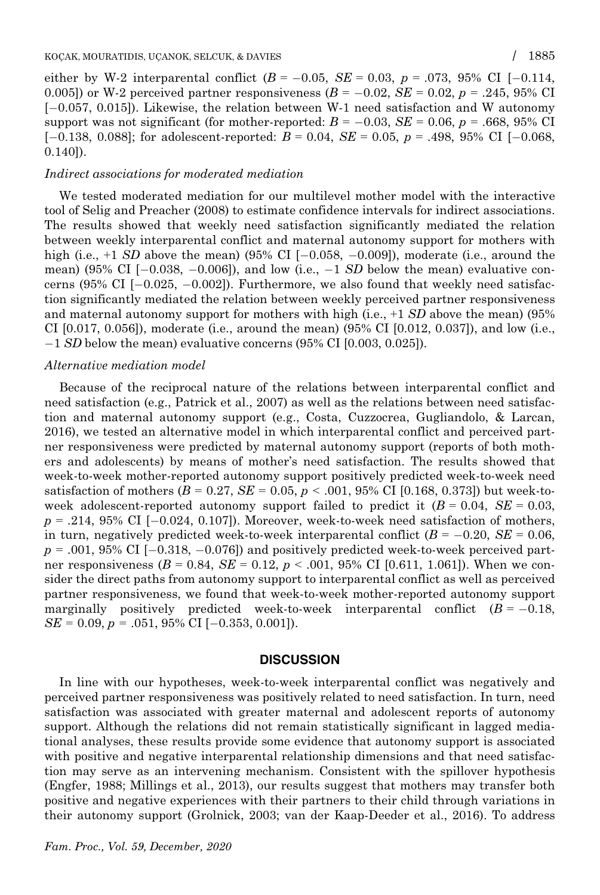either by W-2 interparental conflict ($B = -0.05$, $SE = 0.03$, $p = .073$, 95% CI [−0.114, 0.005]) or W-2 perceived partner responsiveness ($B = -0.02$, $SE = 0.02$, $p = .245$, 95% CI [−0.057, 0.015]). Likewise, the relation between W-1 need satisfaction and W autonomy support was not significant (for mother-reported: $B = -0.03$, $SE = 0.06$, $p = .668$, 95% CI [−0.138, 0.088]; for adolescent-reported: $B = 0.04$, $SE = 0.05$, $p = .498$, 95% CI [−0.068, 0.140]).

*Indirect associations for moderated mediation*

We tested moderated mediation for our multilevel mother model with the interactive tool of Selig and Preacher (2008) to estimate confidence intervals for indirect associations. The results showed that weekly need satisfaction significantly mediated the relation between weekly interparental conflict and maternal autonomy support for mothers with high (i.e., +1 *SD* above the mean) (95% CI [−0.058, −0.009]), moderate (i.e., around the mean) (95% CI [−0.038, −0.006]), and low (i.e., −1 *SD* below the mean) evaluative concerns (95% CI [−0.025, −0.002]). Furthermore, we also found that weekly need satisfaction significantly mediated the relation between weekly perceived partner responsiveness and maternal autonomy support for mothers with high (i.e., +1 *SD* above the mean) (95% CI [0.017, 0.056]), moderate (i.e., around the mean) (95% CI [0.012, 0.037]), and low (i.e., −1 *SD* below the mean) evaluative concerns (95% CI [0.003, 0.025]).

*Alternative mediation model*

Because of the reciprocal nature of the relations between interparental conflict and need satisfaction (e.g., Patrick et al., 2007) as well as the relations between need satisfaction and maternal autonomy support (e.g., Costa, Cuzzocrea, Gugliandolo, & Larcan, 2016), we tested an alternative model in which interparental conflict and perceived partner responsiveness were predicted by maternal autonomy support (reports of both mothers and adolescents) by means of mother's need satisfaction. The results showed that week-to-week mother-reported autonomy support positively predicted week-to-week need satisfaction of mothers ($B = 0.27$, $SE = 0.05$, $p < .001$, 95% CI [0.168, 0.373]) but week-to-week adolescent-reported autonomy support failed to predict it ($B = 0.04$, $SE = 0.03$, $p = .214$, 95% CI [−0.024, 0.107]). Moreover, week-to-week need satisfaction of mothers, in turn, negatively predicted week-to-week interparental conflict ($B = -0.20$, $SE = 0.06$, $p = .001$, 95% CI [−0.318, −0.076]) and positively predicted week-to-week perceived partner responsiveness ($B = 0.84$, $SE = 0.12$, $p < .001$, 95% CI [0.611, 1.061]). When we consider the direct paths from autonomy support to interparental conflict as well as perceived partner responsiveness, we found that week-to-week mother-reported autonomy support marginally positively predicted week-to-week interparental conflict ($B = -0.18$, $SE = 0.09$, $p = .051$, 95% CI [−0.353, 0.001]).

## DISCUSSION

In line with our hypotheses, week-to-week interparental conflict was negatively and perceived partner responsiveness was positively related to need satisfaction. In turn, need satisfaction was associated with greater maternal and adolescent reports of autonomy support. Although the relations did not remain statistically significant in lagged mediational analyses, these results provide some evidence that autonomy support is associated with positive and negative interparental relationship dimensions and that need satisfaction may serve as an intervening mechanism. Consistent with the spillover hypothesis (Engfer, 1988; Millings et al., 2013), our results suggest that mothers may transfer both positive and negative experiences with their partners to their child through variations in their autonomy support (Grolnick, 2003; van der Kaap-Deeder et al., 2016). To address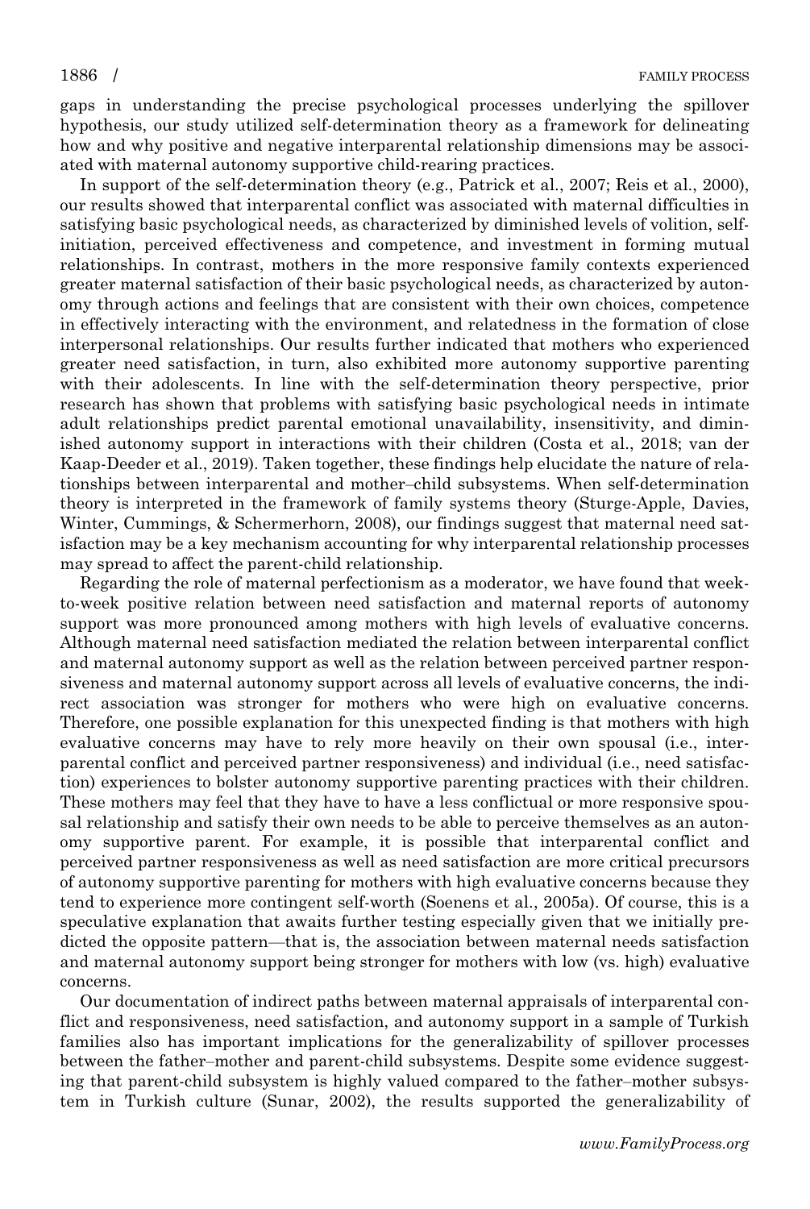gaps in understanding the precise psychological processes underlying the spillover hypothesis, our study utilized self-determination theory as a framework for delineating how and why positive and negative interparental relationship dimensions may be associated with maternal autonomy supportive child-rearing practices.

In support of the self-determination theory (e.g., Patrick et al., 2007; Reis et al., 2000), our results showed that interparental conflict was associated with maternal difficulties in satisfying basic psychological needs, as characterized by diminished levels of volition, self-initiation, perceived effectiveness and competence, and investment in forming mutual relationships. In contrast, mothers in the more responsive family contexts experienced greater maternal satisfaction of their basic psychological needs, as characterized by autonomy through actions and feelings that are consistent with their own choices, competence in effectively interacting with the environment, and relatedness in the formation of close interpersonal relationships. Our results further indicated that mothers who experienced greater need satisfaction, in turn, also exhibited more autonomy supportive parenting with their adolescents. In line with the self-determination theory perspective, prior research has shown that problems with satisfying basic psychological needs in intimate adult relationships predict parental emotional unavailability, insensitivity, and diminished autonomy support in interactions with their children (Costa et al., 2018; van der Kaap-Deeder et al., 2019). Taken together, these findings help elucidate the nature of relationships between interparental and mother–child subsystems. When self-determination theory is interpreted in the framework of family systems theory (Sturge-Apple, Davies, Winter, Cummings, & Schermerhorn, 2008), our findings suggest that maternal need satisfaction may be a key mechanism accounting for why interparental relationship processes may spread to affect the parent-child relationship.

Regarding the role of maternal perfectionism as a moderator, we have found that week-to-week positive relation between need satisfaction and maternal reports of autonomy support was more pronounced among mothers with high levels of evaluative concerns. Although maternal need satisfaction mediated the relation between interparental conflict and maternal autonomy support as well as the relation between perceived partner responsiveness and maternal autonomy support across all levels of evaluative concerns, the indirect association was stronger for mothers who were high on evaluative concerns. Therefore, one possible explanation for this unexpected finding is that mothers with high evaluative concerns may have to rely more heavily on their own spousal (i.e., interparental conflict and perceived partner responsiveness) and individual (i.e., need satisfaction) experiences to bolster autonomy supportive parenting practices with their children. These mothers may feel that they have to have a less conflictual or more responsive spousal relationship and satisfy their own needs to be able to perceive themselves as an autonomy supportive parent. For example, it is possible that interparental conflict and perceived partner responsiveness as well as need satisfaction are more critical precursors of autonomy supportive parenting for mothers with high evaluative concerns because they tend to experience more contingent self-worth (Soenens et al., 2005a). Of course, this is a speculative explanation that awaits further testing especially given that we initially predicted the opposite pattern—that is, the association between maternal needs satisfaction and maternal autonomy support being stronger for mothers with low (vs. high) evaluative concerns.

Our documentation of indirect paths between maternal appraisals of interparental conflict and responsiveness, need satisfaction, and autonomy support in a sample of Turkish families also has important implications for the generalizability of spillover processes between the father–mother and parent-child subsystems. Despite some evidence suggesting that parent-child subsystem is highly valued compared to the father–mother subsystem in Turkish culture (Sunar, 2002), the results supported the generalizability of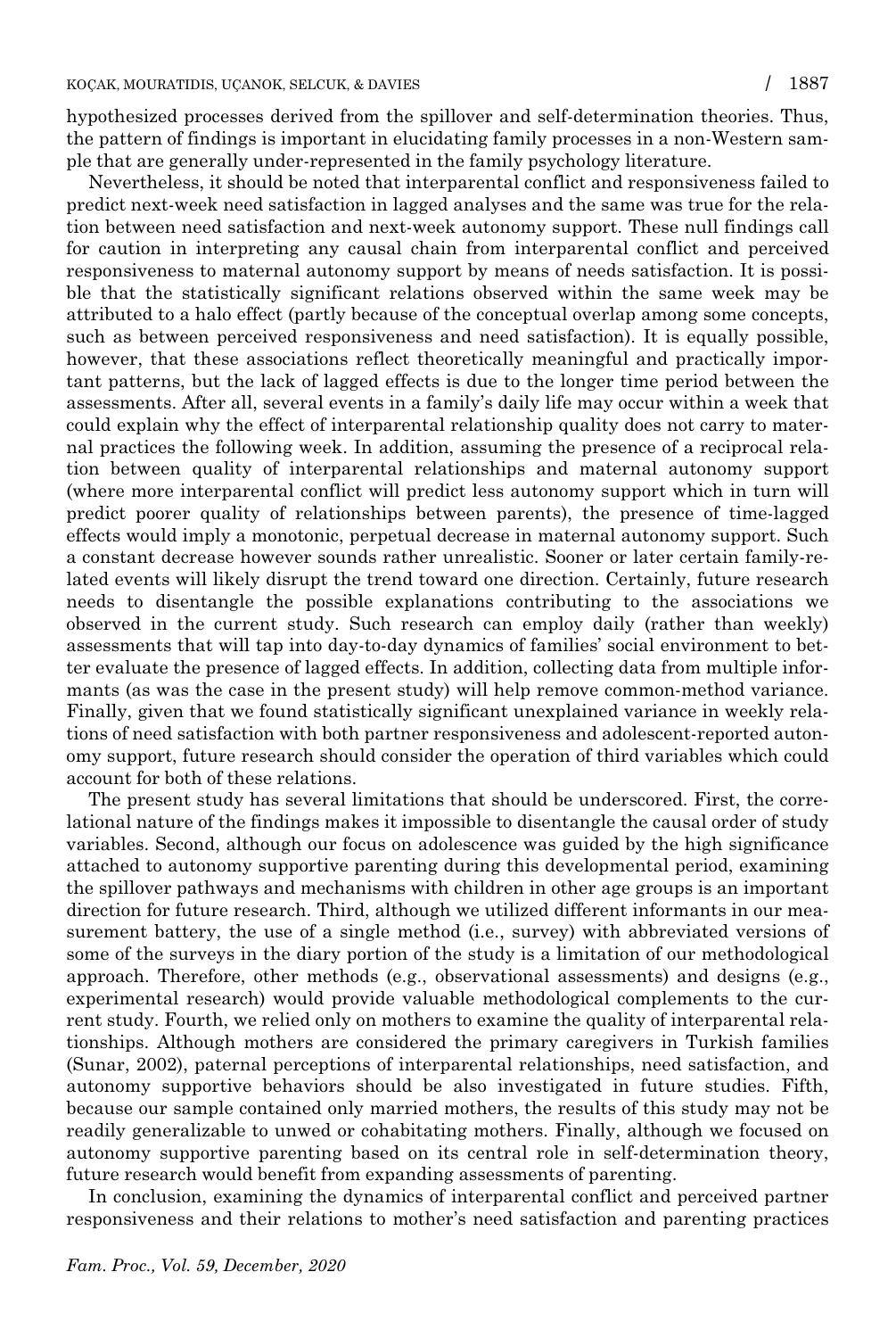hypothesized processes derived from the spillover and self-determination theories. Thus, the pattern of findings is important in elucidating family processes in a non-Western sample that are generally under-represented in the family psychology literature.

Nevertheless, it should be noted that interparental conflict and responsiveness failed to predict next-week need satisfaction in lagged analyses and the same was true for the relation between need satisfaction and next-week autonomy support. These null findings call for caution in interpreting any causal chain from interparental conflict and perceived responsiveness to maternal autonomy support by means of needs satisfaction. It is possible that the statistically significant relations observed within the same week may be attributed to a halo effect (partly because of the conceptual overlap among some concepts, such as between perceived responsiveness and need satisfaction). It is equally possible, however, that these associations reflect theoretically meaningful and practically important patterns, but the lack of lagged effects is due to the longer time period between the assessments. After all, several events in a family's daily life may occur within a week that could explain why the effect of interparental relationship quality does not carry to maternal practices the following week. In addition, assuming the presence of a reciprocal relation between quality of interparental relationships and maternal autonomy support (where more interparental conflict will predict less autonomy support which in turn will predict poorer quality of relationships between parents), the presence of time-lagged effects would imply a monotonic, perpetual decrease in maternal autonomy support. Such a constant decrease however sounds rather unrealistic. Sooner or later certain family-related events will likely disrupt the trend toward one direction. Certainly, future research needs to disentangle the possible explanations contributing to the associations we observed in the current study. Such research can employ daily (rather than weekly) assessments that will tap into day-to-day dynamics of families' social environment to better evaluate the presence of lagged effects. In addition, collecting data from multiple informants (as was the case in the present study) will help remove common-method variance. Finally, given that we found statistically significant unexplained variance in weekly relations of need satisfaction with both partner responsiveness and adolescent-reported autonomy support, future research should consider the operation of third variables which could account for both of these relations.

The present study has several limitations that should be underscored. First, the correlational nature of the findings makes it impossible to disentangle the causal order of study variables. Second, although our focus on adolescence was guided by the high significance attached to autonomy supportive parenting during this developmental period, examining the spillover pathways and mechanisms with children in other age groups is an important direction for future research. Third, although we utilized different informants in our measurement battery, the use of a single method (i.e., survey) with abbreviated versions of some of the surveys in the diary portion of the study is a limitation of our methodological approach. Therefore, other methods (e.g., observational assessments) and designs (e.g., experimental research) would provide valuable methodological complements to the current study. Fourth, we relied only on mothers to examine the quality of interparental relationships. Although mothers are considered the primary caregivers in Turkish families (Sunar, 2002), paternal perceptions of interparental relationships, need satisfaction, and autonomy supportive behaviors should be also investigated in future studies. Fifth, because our sample contained only married mothers, the results of this study may not be readily generalizable to unwed or cohabitating mothers. Finally, although we focused on autonomy supportive parenting based on its central role in self-determination theory, future research would benefit from expanding assessments of parenting.

In conclusion, examining the dynamics of interparental conflict and perceived partner responsiveness and their relations to mother's need satisfaction and parenting practices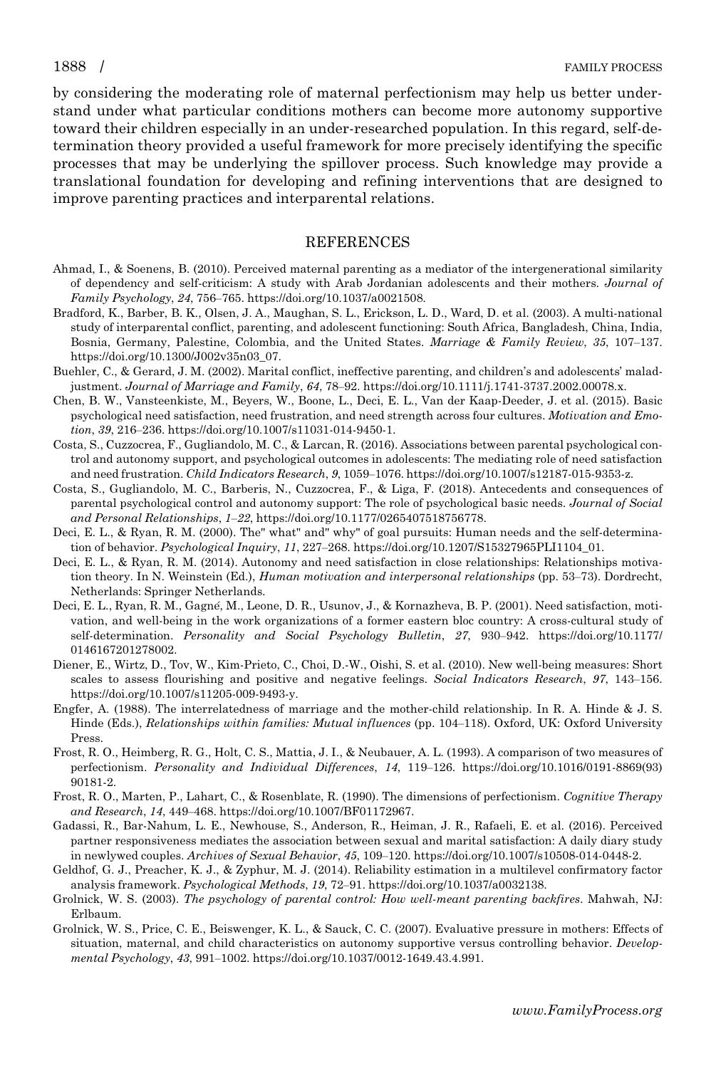by considering the moderating role of maternal perfectionism may help us better understand under what particular conditions mothers can become more autonomy supportive toward their children especially in an under-researched population. In this regard, self-determination theory provided a useful framework for more precisely identifying the specific processes that may be underlying the spillover process. Such knowledge may provide a translational foundation for developing and refining interventions that are designed to improve parenting practices and interparental relations.

## REFERENCES

Ahmad, I., & Soenens, B. (2010). Perceived maternal parenting as a mediator of the intergenerational similarity of dependency and self-criticism: A study with Arab Jordanian adolescents and their mothers. *Journal of Family Psychology*, *24*, 756–765. https://doi.org/10.1037/a0021508.

Bradford, K., Barber, B. K., Olsen, J. A., Maughan, S. L., Erickson, L. D., Ward, D. et al. (2003). A multi-national study of interparental conflict, parenting, and adolescent functioning: South Africa, Bangladesh, China, India, Bosnia, Germany, Palestine, Colombia, and the United States. *Marriage & Family Review*, *35*, 107–137. https://doi.org/10.1300/J002v35n03_07.

Buehler, C., & Gerard, J. M. (2002). Marital conflict, ineffective parenting, and children's and adolescents' maladjustment. *Journal of Marriage and Family*, *64*, 78–92. https://doi.org/10.1111/j.1741-3737.2002.00078.x.

Chen, B. W., Vansteenkiste, M., Beyers, W., Boone, L., Deci, E. L., Van der Kaap-Deeder, J. et al. (2015). Basic psychological need satisfaction, need frustration, and need strength across four cultures. *Motivation and Emotion*, *39*, 216–236. https://doi.org/10.1007/s11031-014-9450-1.

Costa, S., Cuzzocrea, F., Gugliandolo, M. C., & Larcan, R. (2016). Associations between parental psychological control and autonomy support, and psychological outcomes in adolescents: The mediating role of need satisfaction and need frustration. *Child Indicators Research*, *9*, 1059–1076. https://doi.org/10.1007/s12187-015-9353-z.

Costa, S., Gugliandolo, M. C., Barberis, N., Cuzzocrea, F., & Liga, F. (2018). Antecedents and consequences of parental psychological control and autonomy support: The role of psychological basic needs. *Journal of Social and Personal Relationships*, *1–22*, https://doi.org/10.1177/0265407518756778.

Deci, E. L., & Ryan, R. M. (2000). The" what" and" why" of goal pursuits: Human needs and the self-determination of behavior. *Psychological Inquiry*, *11*, 227–268. https://doi.org/10.1207/S15327965PLI1104_01.

Deci, E. L., & Ryan, R. M. (2014). Autonomy and need satisfaction in close relationships: Relationships motivation theory. In N. Weinstein (Ed.), *Human motivation and interpersonal relationships* (pp. 53–73). Dordrecht, Netherlands: Springer Netherlands.

Deci, E. L., Ryan, R. M., Gagné, M., Leone, D. R., Usunov, J., & Kornazheva, B. P. (2001). Need satisfaction, motivation, and well-being in the work organizations of a former eastern bloc country: A cross-cultural study of self-determination. *Personality and Social Psychology Bulletin*, *27*, 930–942. https://doi.org/10.1177/0146167201278002.

Diener, E., Wirtz, D., Tov, W., Kim-Prieto, C., Choi, D.-W., Oishi, S. et al. (2010). New well-being measures: Short scales to assess flourishing and positive and negative feelings. *Social Indicators Research*, *97*, 143–156. https://doi.org/10.1007/s11205-009-9493-y.

Engfer, A. (1988). The interrelatedness of marriage and the mother-child relationship. In R. A. Hinde & J. S. Hinde (Eds.), *Relationships within families: Mutual influences* (pp. 104–118). Oxford, UK: Oxford University Press.

Frost, R. O., Heimberg, R. G., Holt, C. S., Mattia, J. I., & Neubauer, A. L. (1993). A comparison of two measures of perfectionism. *Personality and Individual Differences*, *14*, 119–126. https://doi.org/10.1016/0191-8869(93)90181-2.

Frost, R. O., Marten, P., Lahart, C., & Rosenblate, R. (1990). The dimensions of perfectionism. *Cognitive Therapy and Research*, *14*, 449–468. https://doi.org/10.1007/BF01172967.

Gadassi, R., Bar-Nahum, L. E., Newhouse, S., Anderson, R., Heiman, J. R., Rafaeli, E. et al. (2016). Perceived partner responsiveness mediates the association between sexual and marital satisfaction: A daily diary study in newlywed couples. *Archives of Sexual Behavior*, *45*, 109–120. https://doi.org/10.1007/s10508-014-0448-2.

Geldhof, G. J., Preacher, K. J., & Zyphur, M. J. (2014). Reliability estimation in a multilevel confirmatory factor analysis framework. *Psychological Methods*, *19*, 72–91. https://doi.org/10.1037/a0032138.

Grolnick, W. S. (2003). *The psychology of parental control: How well-meant parenting backfires*. Mahwah, NJ: Erlbaum.

Grolnick, W. S., Price, C. E., Beiswenger, K. L., & Sauck, C. C. (2007). Evaluative pressure in mothers: Effects of situation, maternal, and child characteristics on autonomy supportive versus controlling behavior. *Developmental Psychology*, *43*, 991–1002. https://doi.org/10.1037/0012-1649.43.4.991.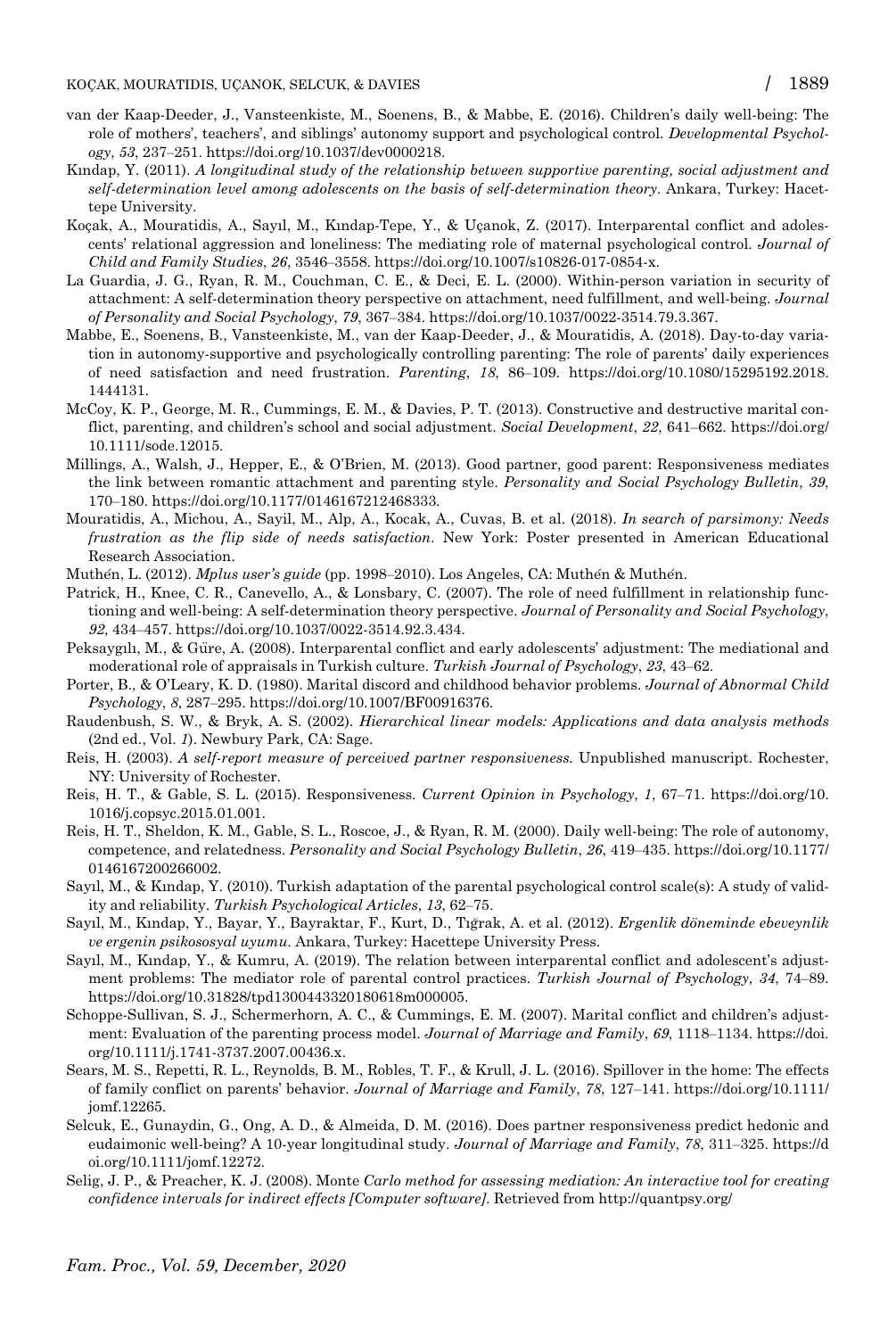van der Kaap-Deeder, J., Vansteenkiste, M., Soenens, B., & Mabbe, E. (2016). Children's daily well-being: The role of mothers', teachers', and siblings' autonomy support and psychological control. *Developmental Psychology*, *53*, 237–251. https://doi.org/10.1037/dev0000218.

Kındap, Y. (2011). *A longitudinal study of the relationship between supportive parenting, social adjustment and self-determination level among adolescents on the basis of self-determination theory*. Ankara, Turkey: Hacettepe University.

Koçak, A., Mouratidis, A., Sayıl, M., Kındap-Tepe, Y., & Uçanok, Z. (2017). Interparental conflict and adolescents' relational aggression and loneliness: The mediating role of maternal psychological control. *Journal of Child and Family Studies*, *26*, 3546–3558. https://doi.org/10.1007/s10826-017-0854-x.

La Guardia, J. G., Ryan, R. M., Couchman, C. E., & Deci, E. L. (2000). Within-person variation in security of attachment: A self-determination theory perspective on attachment, need fulfillment, and well-being. *Journal of Personality and Social Psychology*, *79*, 367–384. https://doi.org/10.1037/0022-3514.79.3.367.

Mabbe, E., Soenens, B., Vansteenkiste, M., van der Kaap-Deeder, J., & Mouratidis, A. (2018). Day-to-day variation in autonomy-supportive and psychologically controlling parenting: The role of parents' daily experiences of need satisfaction and need frustration. *Parenting*, *18*, 86–109. https://doi.org/10.1080/15295192.2018.1444131.

McCoy, K. P., George, M. R., Cummings, E. M., & Davies, P. T. (2013). Constructive and destructive marital conflict, parenting, and children's school and social adjustment. *Social Development*, *22*, 641–662. https://doi.org/10.1111/sode.12015.

Millings, A., Walsh, J., Hepper, E., & O'Brien, M. (2013). Good partner, good parent: Responsiveness mediates the link between romantic attachment and parenting style. *Personality and Social Psychology Bulletin*, *39*, 170–180. https://doi.org/10.1177/0146167212468333.

Mouratidis, A., Michou, A., Sayil, M., Alp, A., Kocak, A., Cuvas, B. et al. (2018). *In search of parsimony: Needs frustration as the flip side of needs satisfaction*. New York: Poster presented in American Educational Research Association.

Muthén, L. (2012). *Mplus user's guide* (pp. 1998–2010). Los Angeles, CA: Muthén & Muthén.

Patrick, H., Knee, C. R., Canevello, A., & Lonsbary, C. (2007). The role of need fulfillment in relationship functioning and well-being: A self-determination theory perspective. *Journal of Personality and Social Psychology*, *92*, 434–457. https://doi.org/10.1037/0022-3514.92.3.434.

Peksaygılı, M., & Güre, A. (2008). Interparental conflict and early adolescents' adjustment: The mediational and moderational role of appraisals in Turkish culture. *Turkish Journal of Psychology*, *23*, 43–62.

Porter, B., & O'Leary, K. D. (1980). Marital discord and childhood behavior problems. *Journal of Abnormal Child Psychology*, *8*, 287–295. https://doi.org/10.1007/BF00916376.

Raudenbush, S. W., & Bryk, A. S. (2002). *Hierarchical linear models: Applications and data analysis methods* (2nd ed., Vol. *1*). Newbury Park, CA: Sage.

Reis, H. (2003). *A self-report measure of perceived partner responsiveness*. Unpublished manuscript. Rochester, NY: University of Rochester.

Reis, H. T., & Gable, S. L. (2015). Responsiveness. *Current Opinion in Psychology*, *1*, 67–71. https://doi.org/10.1016/j.copsyc.2015.01.001.

Reis, H. T., Sheldon, K. M., Gable, S. L., Roscoe, J., & Ryan, R. M. (2000). Daily well-being: The role of autonomy, competence, and relatedness. *Personality and Social Psychology Bulletin*, *26*, 419–435. https://doi.org/10.1177/0146167200266002.

Sayıl, M., & Kındap, Y. (2010). Turkish adaptation of the parental psychological control scale(s): A study of validity and reliability. *Turkish Psychological Articles*, *13*, 62–75.

Sayıl, M., Kındap, Y., Bayar, Y., Bayraktar, F., Kurt, D., Tığrak, A. et al. (2012). *Ergenlik döneminde ebeveynlik ve ergenin psikososyal uyumu*. Ankara, Turkey: Hacettepe University Press.

Sayıl, M., Kındap, Y., & Kumru, A. (2019). The relation between interparental conflict and adolescent's adjustment problems: The mediator role of parental control practices. *Turkish Journal of Psychology*, *34*, 74–89. https://doi.org/10.31828/tpd1300443320180618m000005.

Schoppe-Sullivan, S. J., Schermerhorn, A. C., & Cummings, E. M. (2007). Marital conflict and children's adjustment: Evaluation of the parenting process model. *Journal of Marriage and Family*, *69*, 1118–1134. https://doi.org/10.1111/j.1741-3737.2007.00436.x.

Sears, M. S., Repetti, R. L., Reynolds, B. M., Robles, T. F., & Krull, J. L. (2016). Spillover in the home: The effects of family conflict on parents' behavior. *Journal of Marriage and Family*, *78*, 127–141. https://doi.org/10.1111/jomf.12265.

Selcuk, E., Gunaydin, G., Ong, A. D., & Almeida, D. M. (2016). Does partner responsiveness predict hedonic and eudaimonic well-being? A 10-year longitudinal study. *Journal of Marriage and Family*, *78*, 311–325. https://doi.org/10.1111/jomf.12272.

Selig, J. P., & Preacher, K. J. (2008). Monte *Carlo method for assessing mediation: An interactive tool for creating confidence intervals for indirect effects [Computer software]*. Retrieved from http://quantpsy.org/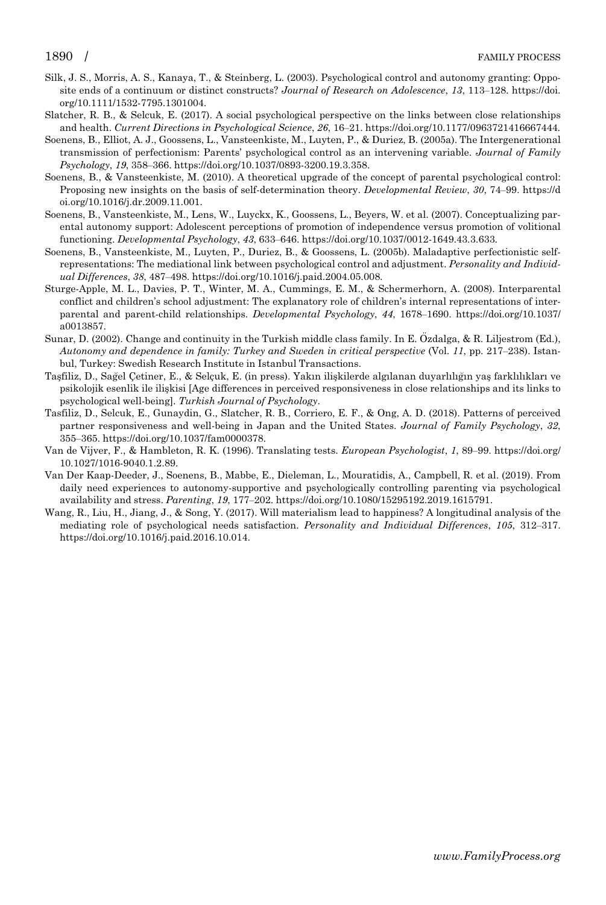Silk, J. S., Morris, A. S., Kanaya, T., & Steinberg, L. (2003). Psychological control and autonomy granting: Opposite ends of a continuum or distinct constructs? *Journal of Research on Adolescence*, *13*, 113–128. https://doi.org/10.1111/1532-7795.1301004.

Slatcher, R. B., & Selcuk, E. (2017). A social psychological perspective on the links between close relationships and health. *Current Directions in Psychological Science*, *26*, 16–21. https://doi.org/10.1177/0963721416667444.

Soenens, B., Elliot, A. J., Goossens, L., Vansteenkiste, M., Luyten, P., & Duriez, B. (2005a). The Intergenerational transmission of perfectionism: Parents' psychological control as an intervening variable. *Journal of Family Psychology*, *19*, 358–366. https://doi.org/10.1037/0893-3200.19.3.358.

Soenens, B., & Vansteenkiste, M. (2010). A theoretical upgrade of the concept of parental psychological control: Proposing new insights on the basis of self-determination theory. *Developmental Review*, *30*, 74–99. https://doi.org/10.1016/j.dr.2009.11.001.

Soenens, B., Vansteenkiste, M., Lens, W., Luyckx, K., Goossens, L., Beyers, W. et al. (2007). Conceptualizing parental autonomy support: Adolescent perceptions of promotion of independence versus promotion of volitional functioning. *Developmental Psychology*, *43*, 633–646. https://doi.org/10.1037/0012-1649.43.3.633.

Soenens, B., Vansteenkiste, M., Luyten, P., Duriez, B., & Goossens, L. (2005b). Maladaptive perfectionistic self-representations: The mediational link between psychological control and adjustment. *Personality and Individual Differences*, *38*, 487–498. https://doi.org/10.1016/j.paid.2004.05.008.

Sturge-Apple, M. L., Davies, P. T., Winter, M. A., Cummings, E. M., & Schermerhorn, A. (2008). Interparental conflict and children's school adjustment: The explanatory role of children's internal representations of interparental and parent-child relationships. *Developmental Psychology*, *44*, 1678–1690. https://doi.org/10.1037/a0013857.

Sunar, D. (2002). Change and continuity in the Turkish middle class family. In E. Özdalga, & R. Liljestrom (Ed.), *Autonomy and dependence in family: Turkey and Sweden in critical perspective* (Vol. *11*, pp. 217–238). Istanbul, Turkey: Swedish Research Institute in Istanbul Transactions.

Taşfiliz, D., Sağel Çetiner, E., & Selçuk, E. (in press). Yakın ilişkilerde algılanan duyarlılığın yaş farklılıkları ve psikolojik esenlik ile ilişkisi [Age differences in perceived responsiveness in close relationships and its links to psychological well-being]. *Turkish Journal of Psychology*.

Tasfiliz, D., Selcuk, E., Gunaydin, G., Slatcher, R. B., Corriero, E. F., & Ong, A. D. (2018). Patterns of perceived partner responsiveness and well-being in Japan and the United States. *Journal of Family Psychology*, *32*, 355–365. https://doi.org/10.1037/fam0000378.

Van de Vijver, F., & Hambleton, R. K. (1996). Translating tests. *European Psychologist*, *1*, 89–99. https://doi.org/10.1027/1016-9040.1.2.89.

Van Der Kaap-Deeder, J., Soenens, B., Mabbe, E., Dieleman, L., Mouratidis, A., Campbell, R. et al. (2019). From daily need experiences to autonomy-supportive and psychologically controlling parenting via psychological availability and stress. *Parenting*, *19*, 177–202. https://doi.org/10.1080/15295192.2019.1615791.

Wang, R., Liu, H., Jiang, J., & Song, Y. (2017). Will materialism lead to happiness? A longitudinal analysis of the mediating role of psychological needs satisfaction. *Personality and Individual Differences*, *105*, 312–317. https://doi.org/10.1016/j.paid.2016.10.014.